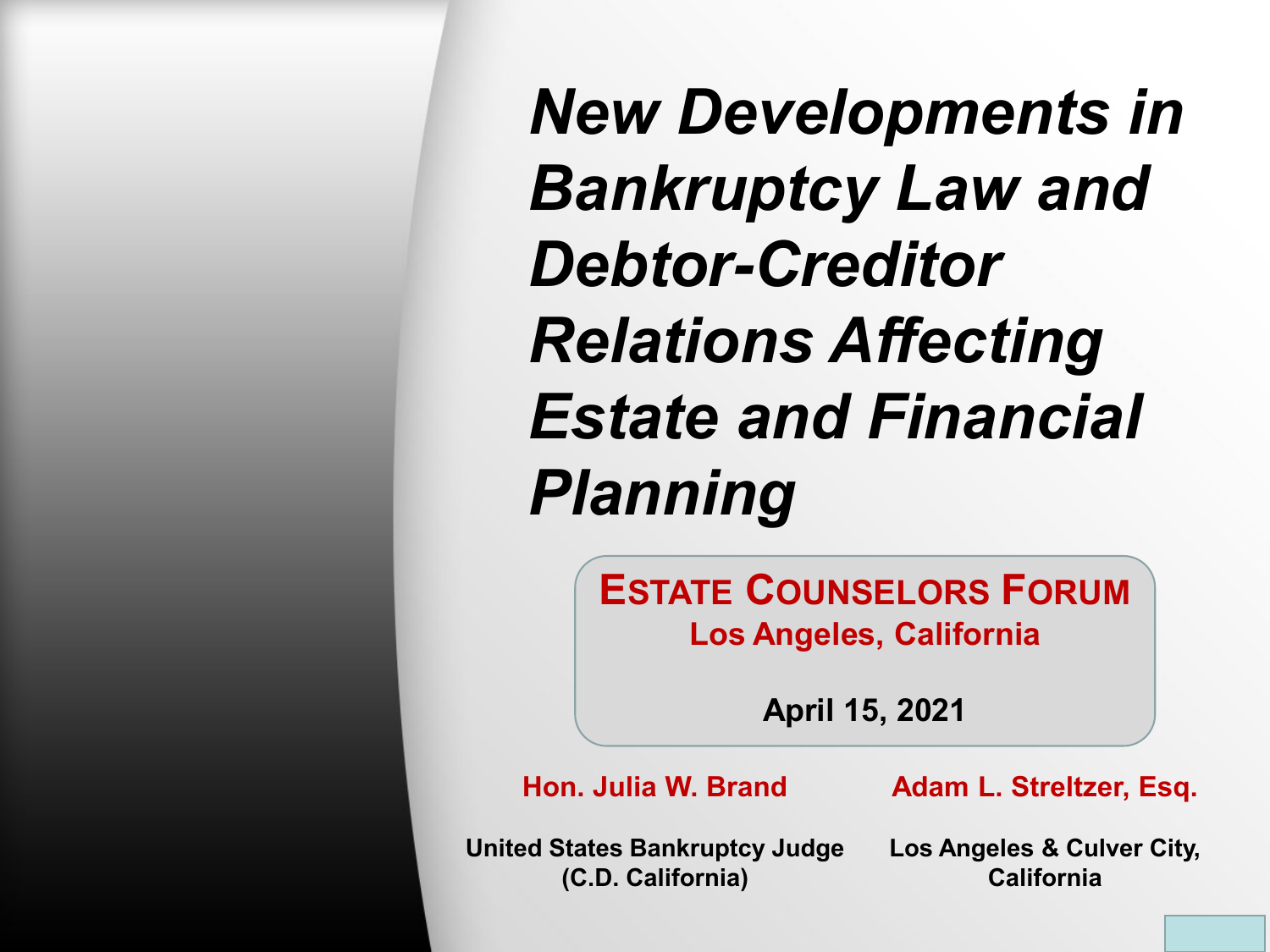# *New Developments in Bankruptcy Law and Debtor-Creditor Relations Affecting Estate and Financial Planning*

**ESTATE COUNSELORS FORUM**
**Los Angeles, California**

**April 15, 2021**

**Hon. Julia W. Brand**
**United States Bankruptcy Judge (C.D. California)**

**Adam L. Streltzer, Esq.**
**Los Angeles & Culver City, California**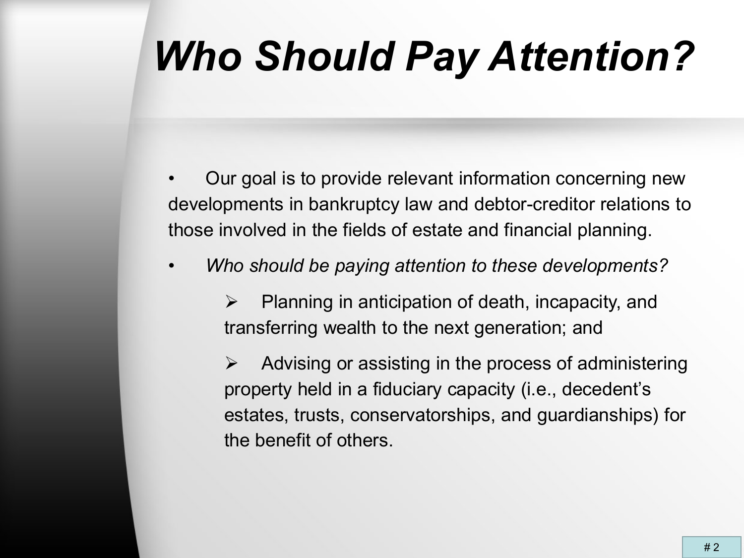# *Who Should Pay Attention?*

- Our goal is to provide relevant information concerning new developments in bankruptcy law and debtor-creditor relations to those involved in the fields of estate and financial planning.
- *Who should be paying attention to these developments?*
  - Planning in anticipation of death, incapacity, and transferring wealth to the next generation; and
  - Advising or assisting in the process of administering property held in a fiduciary capacity (i.e., decedent's estates, trusts, conservatorships, and guardianships) for the benefit of others.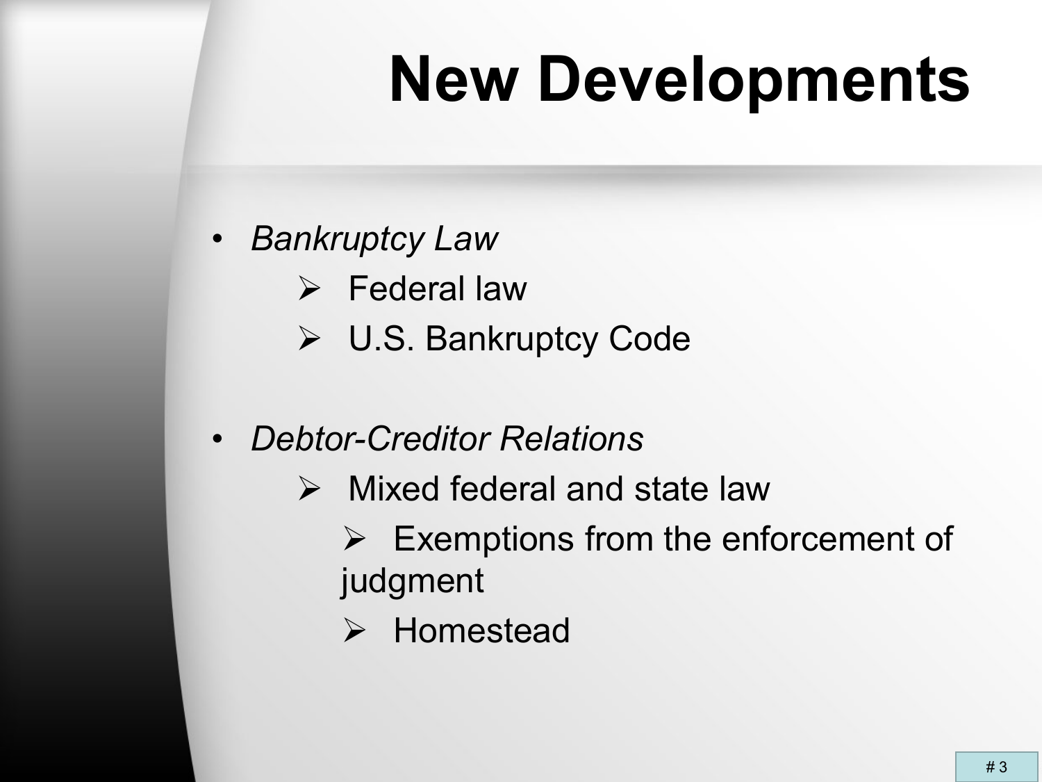# New Developments

- *Bankruptcy Law*
  - Federal law
  - U.S. Bankruptcy Code

- *Debtor-Creditor Relations*
  - Mixed federal and state law
    - Exemptions from the enforcement of judgment
    - Homestead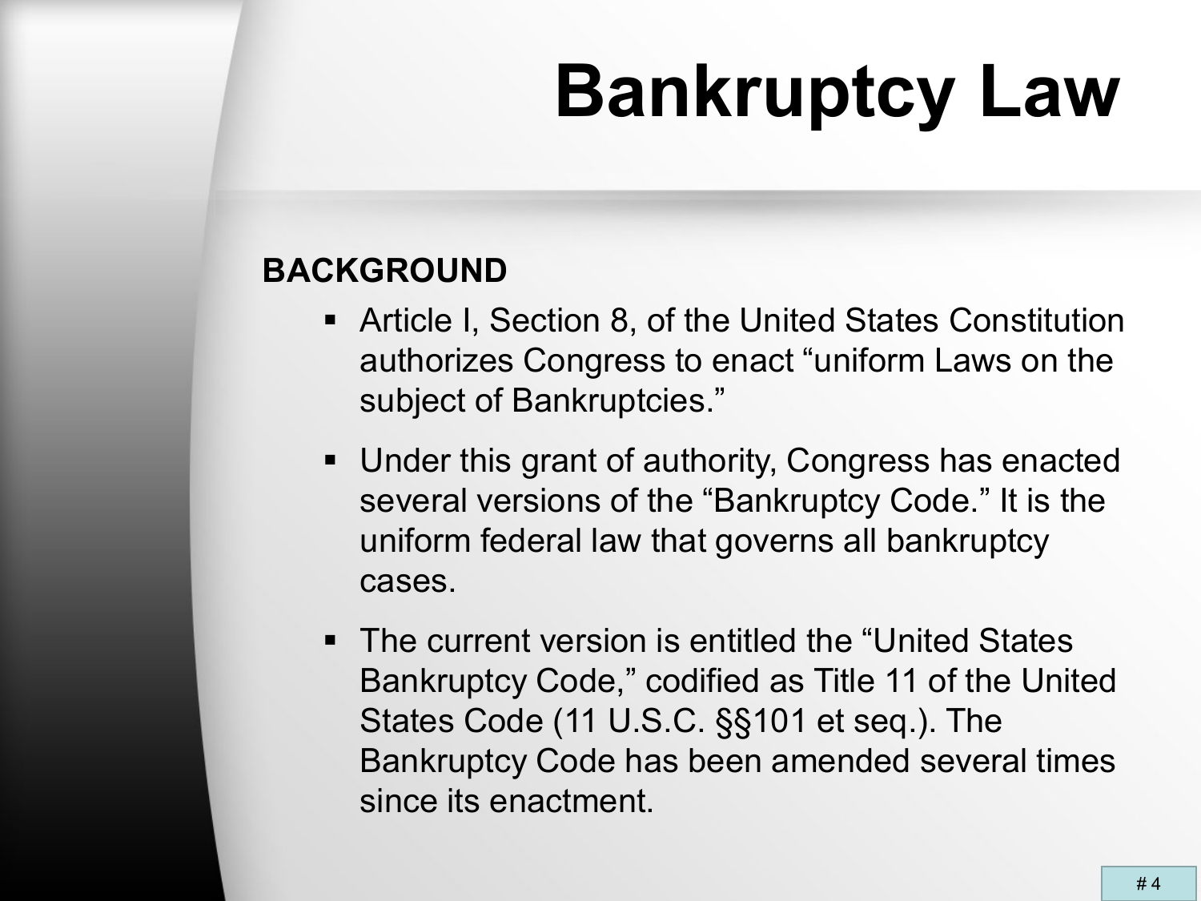# Bankruptcy Law

**BACKGROUND**

- Article I, Section 8, of the United States Constitution authorizes Congress to enact "uniform Laws on the subject of Bankruptcies."
- Under this grant of authority, Congress has enacted several versions of the "Bankruptcy Code." It is the uniform federal law that governs all bankruptcy cases.
- The current version is entitled the "United States Bankruptcy Code," codified as Title 11 of the United States Code (11 U.S.C. §§101 et seq.). The Bankruptcy Code has been amended several times since its enactment.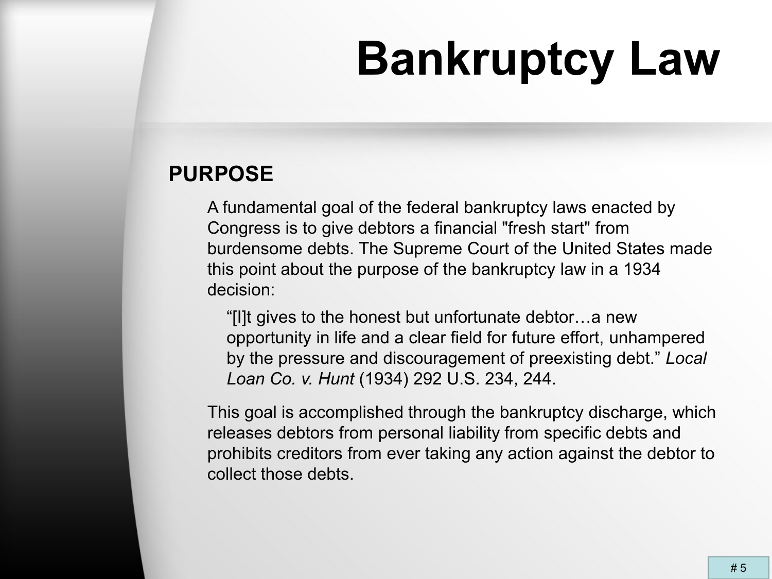# Bankruptcy Law

## PURPOSE

A fundamental goal of the federal bankruptcy laws enacted by Congress is to give debtors a financial "fresh start" from burdensome debts. The Supreme Court of the United States made this point about the purpose of the bankruptcy law in a 1934 decision:

> “[I]t gives to the honest but unfortunate debtor…a new opportunity in life and a clear field for future effort, unhampered by the pressure and discouragement of preexisting debt.” *Local Loan Co. v. Hunt* (1934) 292 U.S. 234, 244.

This goal is accomplished through the bankruptcy discharge, which releases debtors from personal liability from specific debts and prohibits creditors from ever taking any action against the debtor to collect those debts.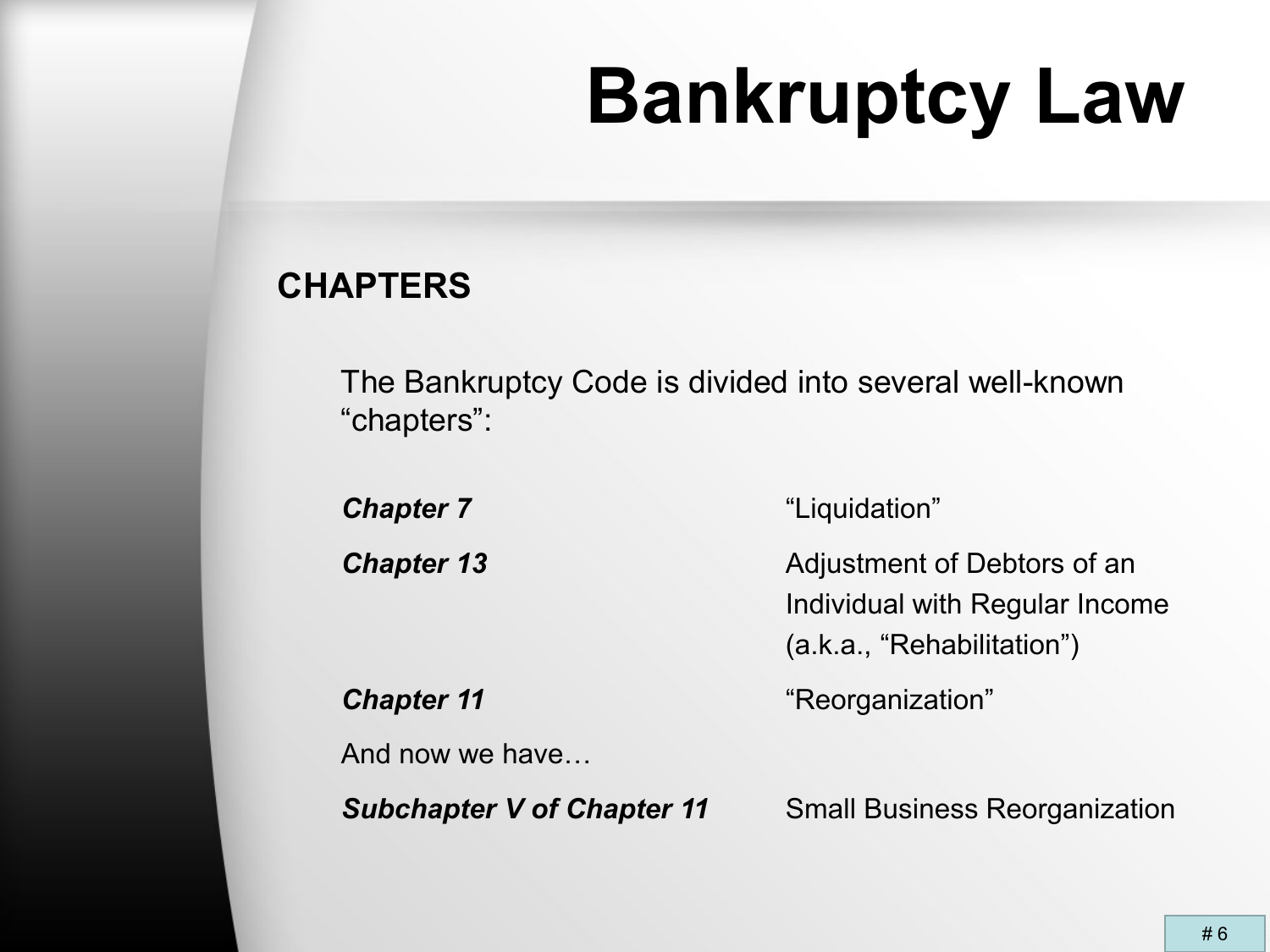# Bankruptcy Law

## CHAPTERS

The Bankruptcy Code is divided into several well-known "chapters":

| | |
|---|---|
| ***Chapter 7*** | "Liquidation" |
| ***Chapter 13*** | Adjustment of Debtors of an Individual with Regular Income (a.k.a., "Rehabilitation") |
| ***Chapter 11*** | "Reorganization" |
| And now we have… | |
| ***Subchapter V of Chapter 11*** | Small Business Reorganization |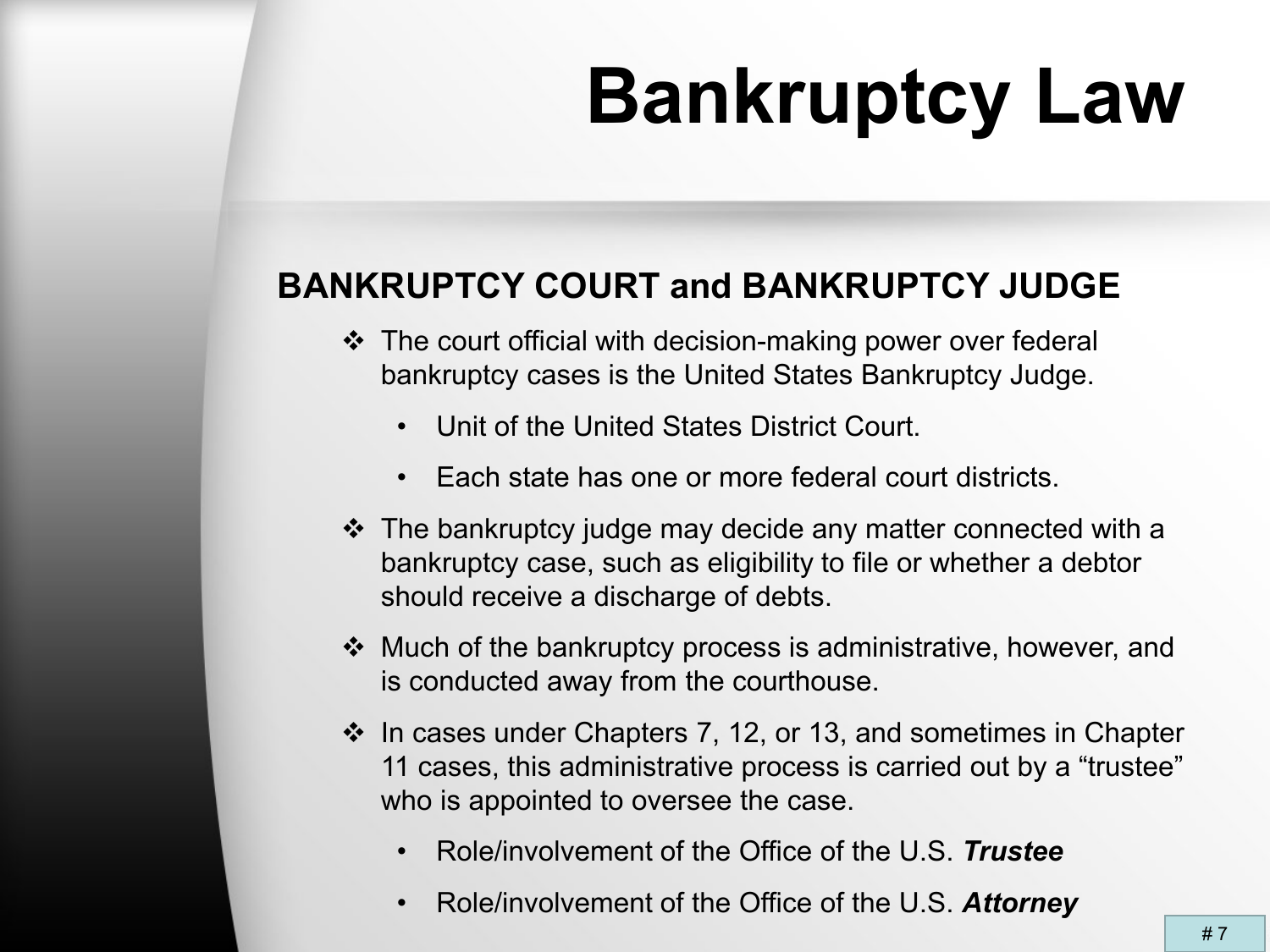# Bankruptcy Law

## BANKRUPTCY COURT and BANKRUPTCY JUDGE

- The court official with decision-making power over federal bankruptcy cases is the United States Bankruptcy Judge.
  - Unit of the United States District Court.
  - Each state has one or more federal court districts.
- The bankruptcy judge may decide any matter connected with a bankruptcy case, such as eligibility to file or whether a debtor should receive a discharge of debts.
- Much of the bankruptcy process is administrative, however, and is conducted away from the courthouse.
- In cases under Chapters 7, 12, or 13, and sometimes in Chapter 11 cases, this administrative process is carried out by a “trustee” who is appointed to oversee the case.
  - Role/involvement of the Office of the U.S. ***Trustee***
  - Role/involvement of the Office of the U.S. ***Attorney***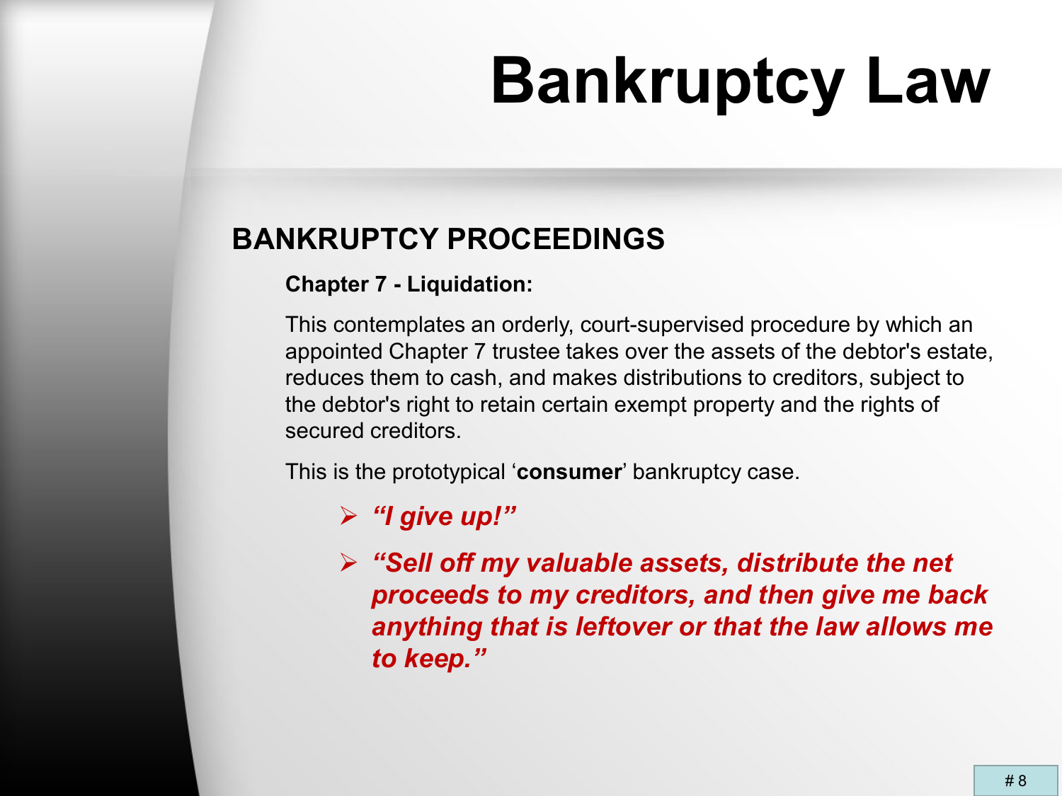# Bankruptcy Law

## BANKRUPTCY PROCEEDINGS

**Chapter 7 - Liquidation:**

This contemplates an orderly, court-supervised procedure by which an appointed Chapter 7 trustee takes over the assets of the debtor's estate, reduces them to cash, and makes distributions to creditors, subject to the debtor's right to retain certain exempt property and the rights of secured creditors.

This is the prototypical '**consumer**' bankruptcy case.

- ***"I give up!"***
- ***"Sell off my valuable assets, distribute the net proceeds to my creditors, and then give me back anything that is leftover or that the law allows me to keep."***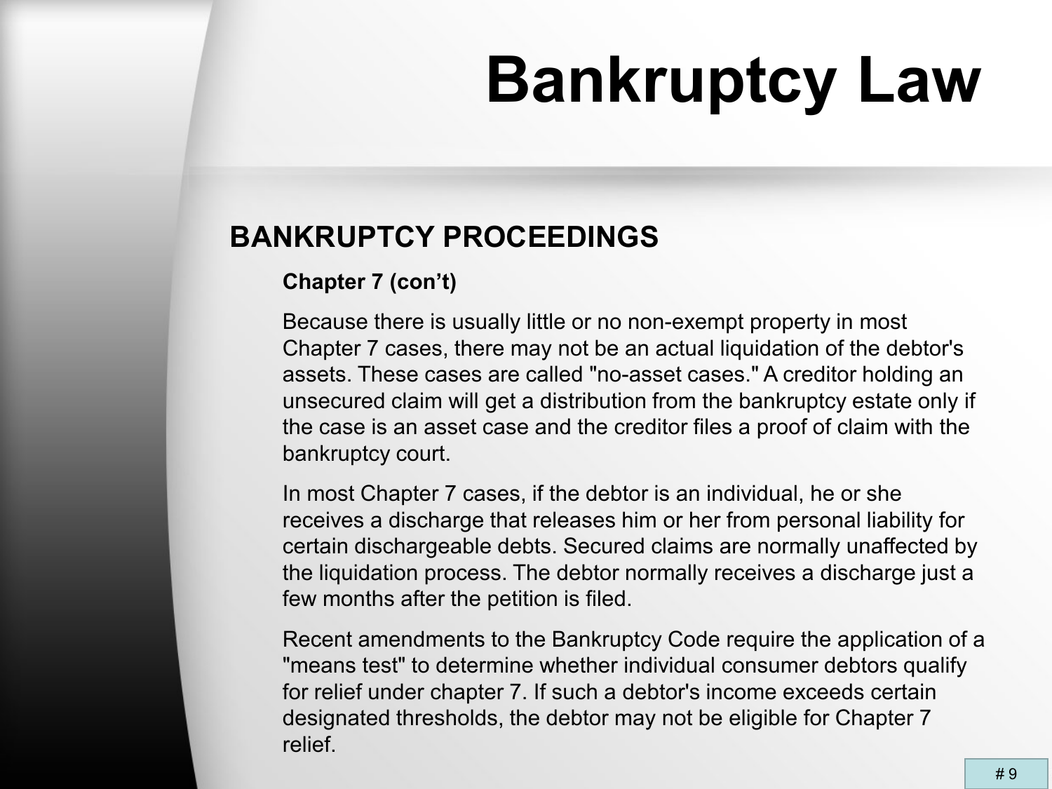# Bankruptcy Law

## BANKRUPTCY PROCEEDINGS

### Chapter 7 (con't)

Because there is usually little or no non-exempt property in most Chapter 7 cases, there may not be an actual liquidation of the debtor's assets. These cases are called "no-asset cases." A creditor holding an unsecured claim will get a distribution from the bankruptcy estate only if the case is an asset case and the creditor files a proof of claim with the bankruptcy court.

In most Chapter 7 cases, if the debtor is an individual, he or she receives a discharge that releases him or her from personal liability for certain dischargeable debts. Secured claims are normally unaffected by the liquidation process. The debtor normally receives a discharge just a few months after the petition is filed.

Recent amendments to the Bankruptcy Code require the application of a "means test" to determine whether individual consumer debtors qualify for relief under chapter 7. If such a debtor's income exceeds certain designated thresholds, the debtor may not be eligible for Chapter 7 relief.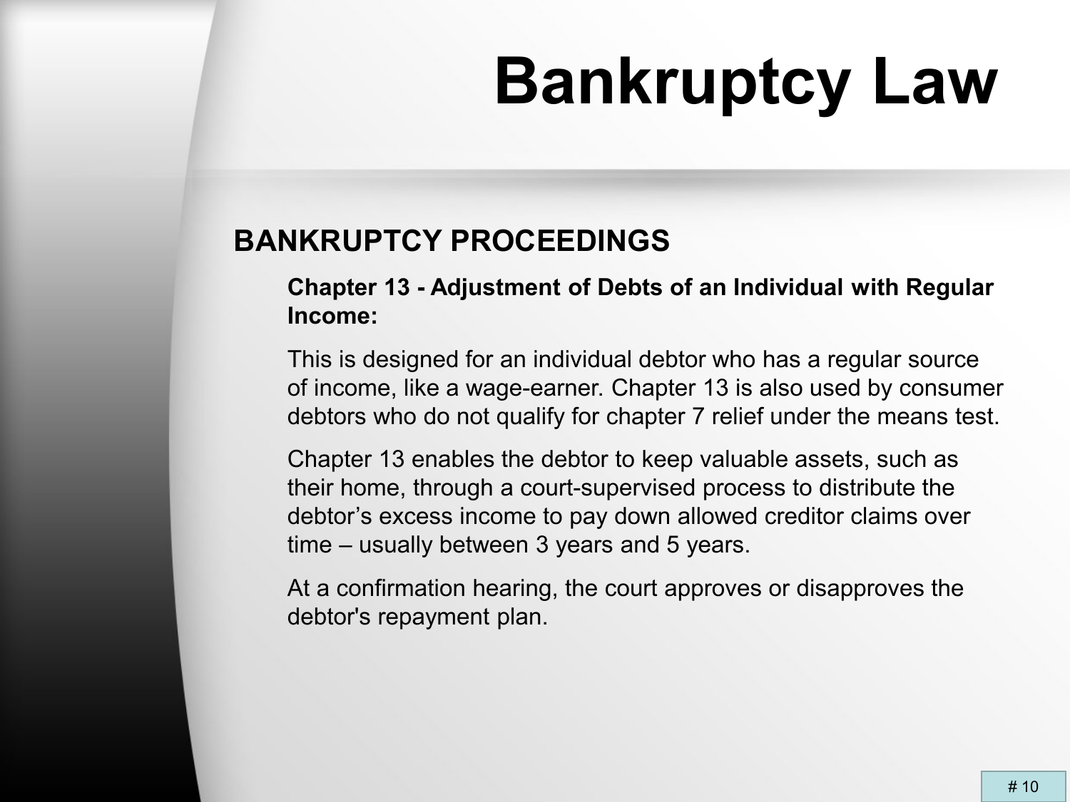# Bankruptcy Law

## BANKRUPTCY PROCEEDINGS

**Chapter 13 - Adjustment of Debts of an Individual with Regular Income:**

This is designed for an individual debtor who has a regular source of income, like a wage-earner. Chapter 13 is also used by consumer debtors who do not qualify for chapter 7 relief under the means test.

Chapter 13 enables the debtor to keep valuable assets, such as their home, through a court-supervised process to distribute the debtor's excess income to pay down allowed creditor claims over time – usually between 3 years and 5 years.

At a confirmation hearing, the court approves or disapproves the debtor's repayment plan.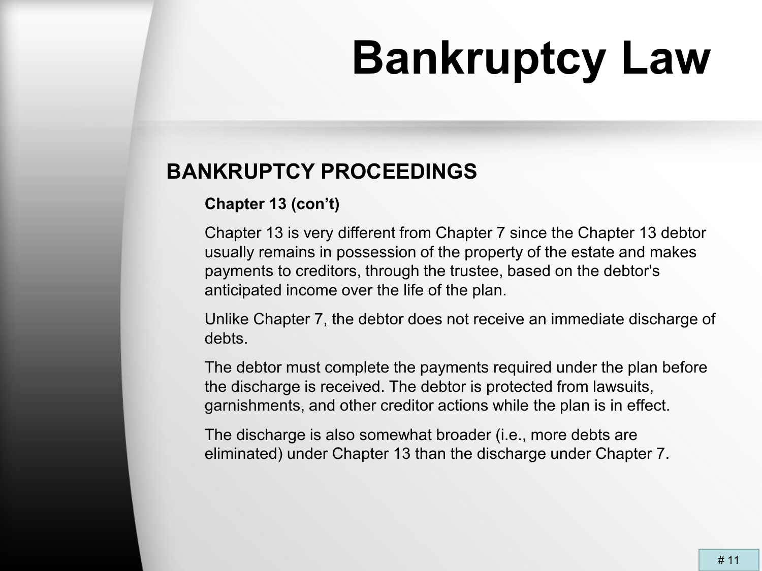# Bankruptcy Law

## BANKRUPTCY PROCEEDINGS

### Chapter 13 (con't)

Chapter 13 is very different from Chapter 7 since the Chapter 13 debtor usually remains in possession of the property of the estate and makes payments to creditors, through the trustee, based on the debtor's anticipated income over the life of the plan.

Unlike Chapter 7, the debtor does not receive an immediate discharge of debts.

The debtor must complete the payments required under the plan before the discharge is received. The debtor is protected from lawsuits, garnishments, and other creditor actions while the plan is in effect.

The discharge is also somewhat broader (i.e., more debts are eliminated) under Chapter 13 than the discharge under Chapter 7.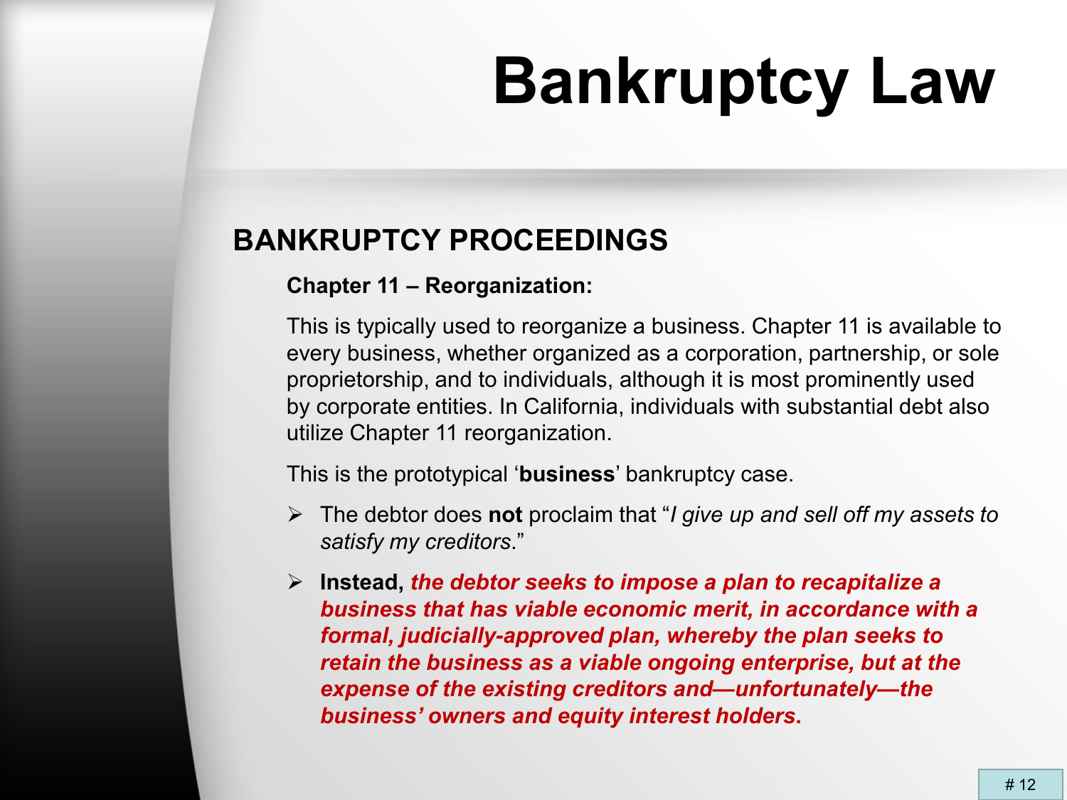# Bankruptcy Law

## BANKRUPTCY PROCEEDINGS

**Chapter 11 – Reorganization:**

This is typically used to reorganize a business. Chapter 11 is available to every business, whether organized as a corporation, partnership, or sole proprietorship, and to individuals, although it is most prominently used by corporate entities. In California, individuals with substantial debt also utilize Chapter 11 reorganization.

This is the prototypical '**business**' bankruptcy case.

- The debtor does **not** proclaim that "*I give up and sell off my assets to satisfy my creditors*."
- **Instead, *the debtor seeks to impose a plan to recapitalize a business that has viable economic merit, in accordance with a formal, judicially-approved plan, whereby the plan seeks to retain the business as a viable ongoing enterprise, but at the expense of the existing creditors and—unfortunately—the business' owners and equity interest holders*.**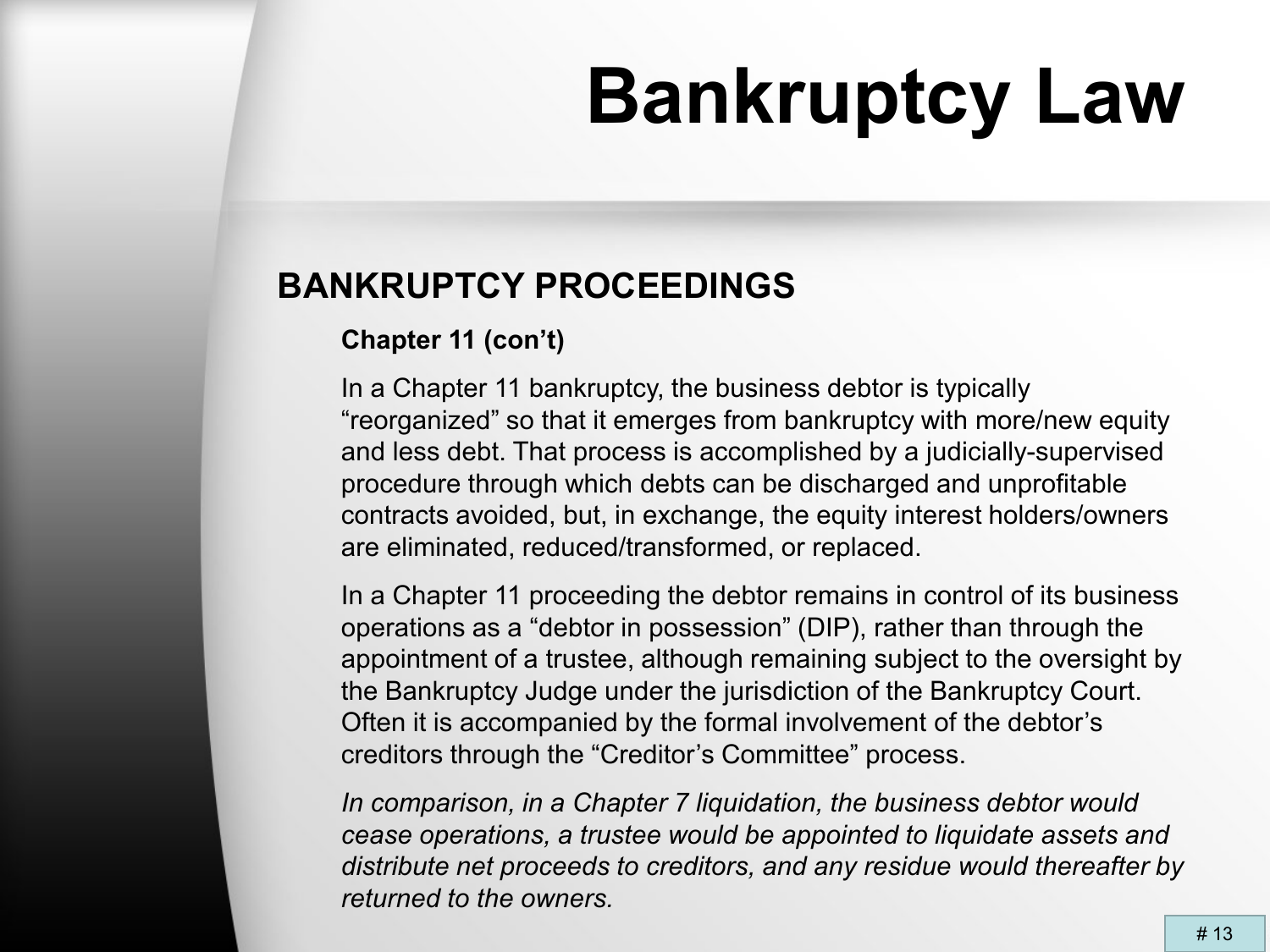# Bankruptcy Law

## BANKRUPTCY PROCEEDINGS

### Chapter 11 (con't)

In a Chapter 11 bankruptcy, the business debtor is typically "reorganized" so that it emerges from bankruptcy with more/new equity and less debt. That process is accomplished by a judicially-supervised procedure through which debts can be discharged and unprofitable contracts avoided, but, in exchange, the equity interest holders/owners are eliminated, reduced/transformed, or replaced.

In a Chapter 11 proceeding the debtor remains in control of its business operations as a "debtor in possession" (DIP), rather than through the appointment of a trustee, although remaining subject to the oversight by the Bankruptcy Judge under the jurisdiction of the Bankruptcy Court. Often it is accompanied by the formal involvement of the debtor's creditors through the "Creditor's Committee" process.

*In comparison, in a Chapter 7 liquidation, the business debtor would cease operations, a trustee would be appointed to liquidate assets and distribute net proceeds to creditors, and any residue would thereafter by returned to the owners.*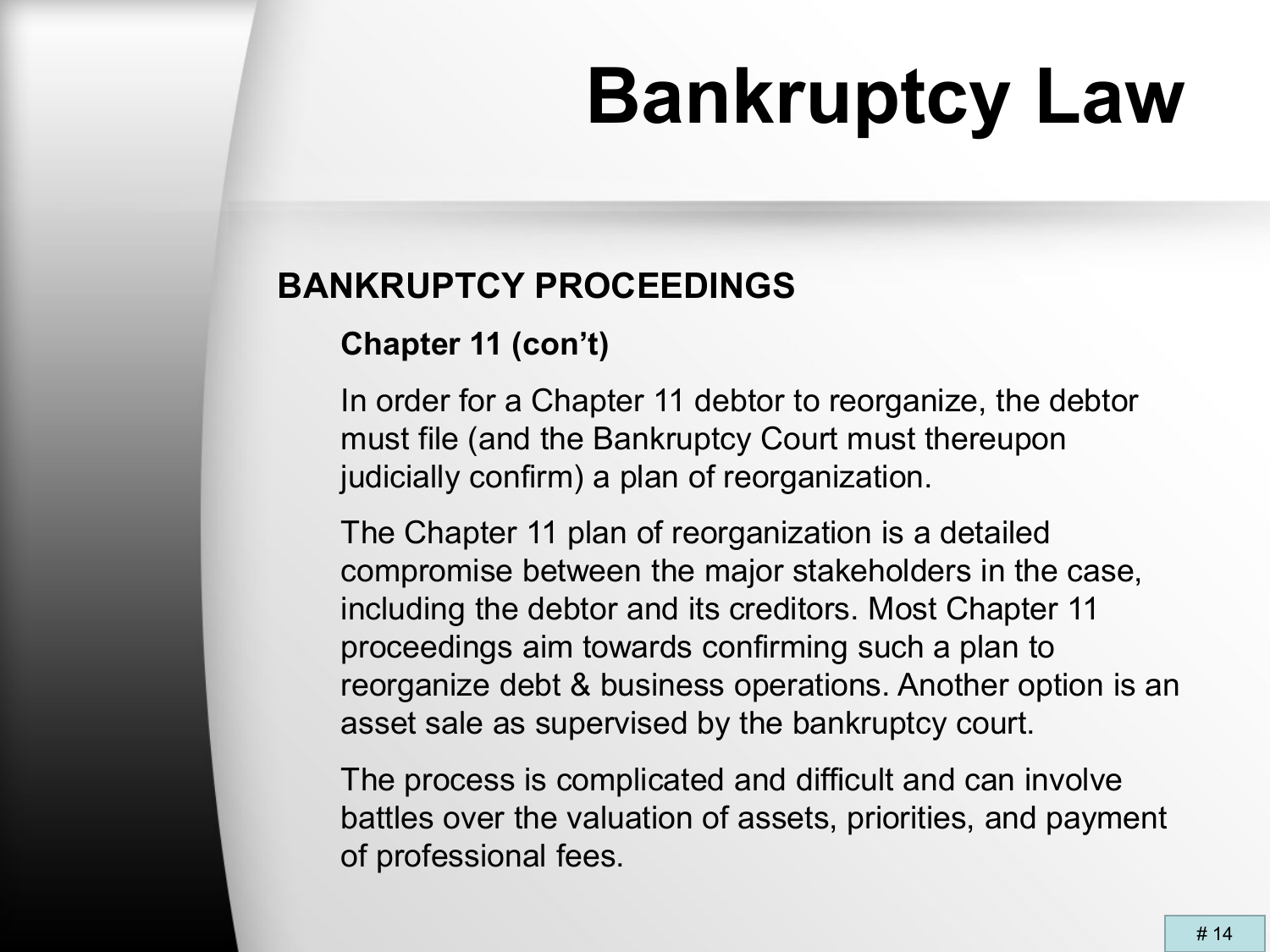# Bankruptcy Law

## BANKRUPTCY PROCEEDINGS

### Chapter 11 (con't)

In order for a Chapter 11 debtor to reorganize, the debtor must file (and the Bankruptcy Court must thereupon judicially confirm) a plan of reorganization.

The Chapter 11 plan of reorganization is a detailed compromise between the major stakeholders in the case, including the debtor and its creditors. Most Chapter 11 proceedings aim towards confirming such a plan to reorganize debt & business operations. Another option is an asset sale as supervised by the bankruptcy court.

The process is complicated and difficult and can involve battles over the valuation of assets, priorities, and payment of professional fees.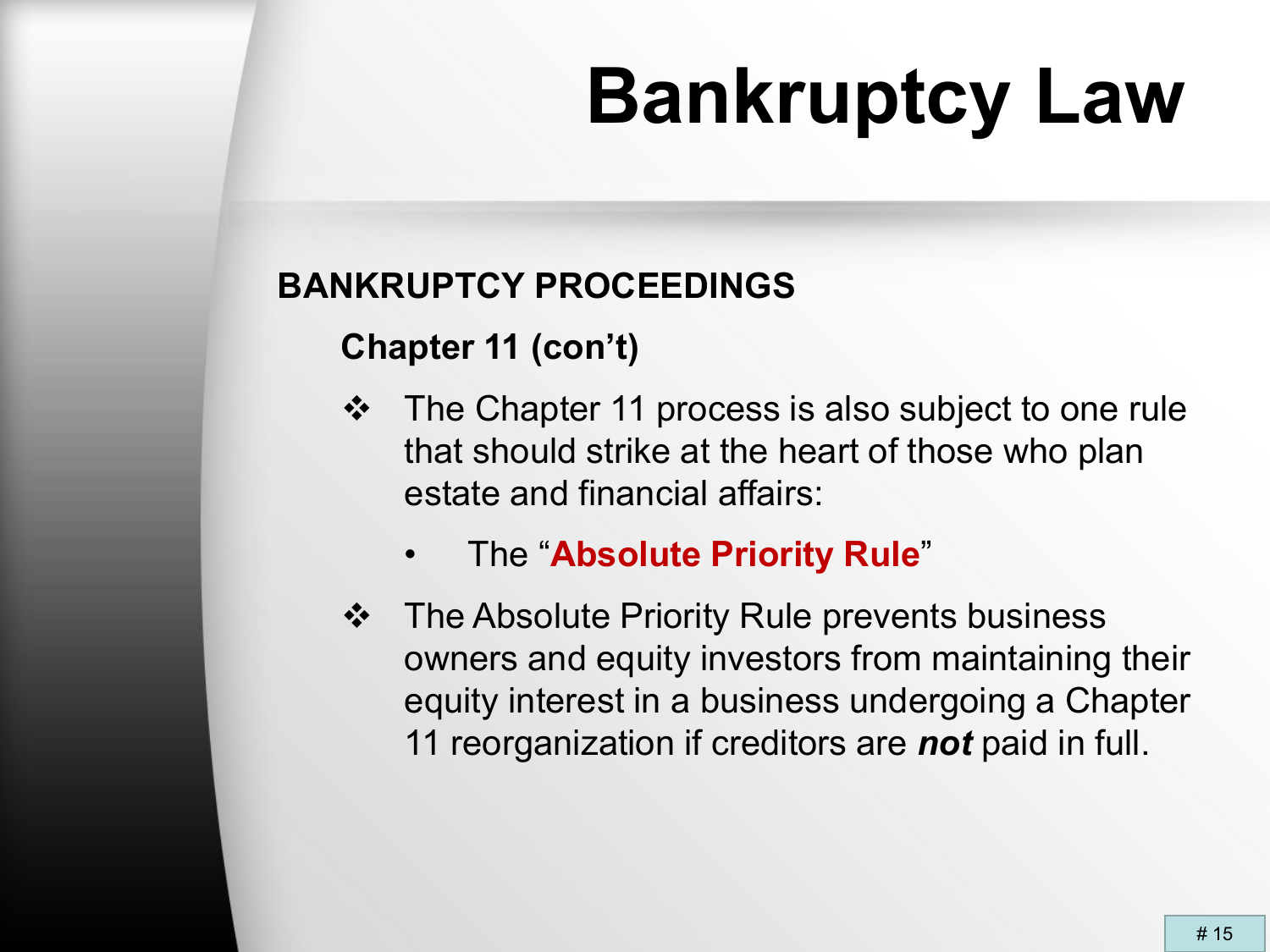# Bankruptcy Law

## BANKRUPTCY PROCEEDINGS

### Chapter 11 (con't)

- The Chapter 11 process is also subject to one rule that should strike at the heart of those who plan estate and financial affairs:
  - The "**Absolute Priority Rule**"
- The Absolute Priority Rule prevents business owners and equity investors from maintaining their equity interest in a business undergoing a Chapter 11 reorganization if creditors are ***not*** paid in full.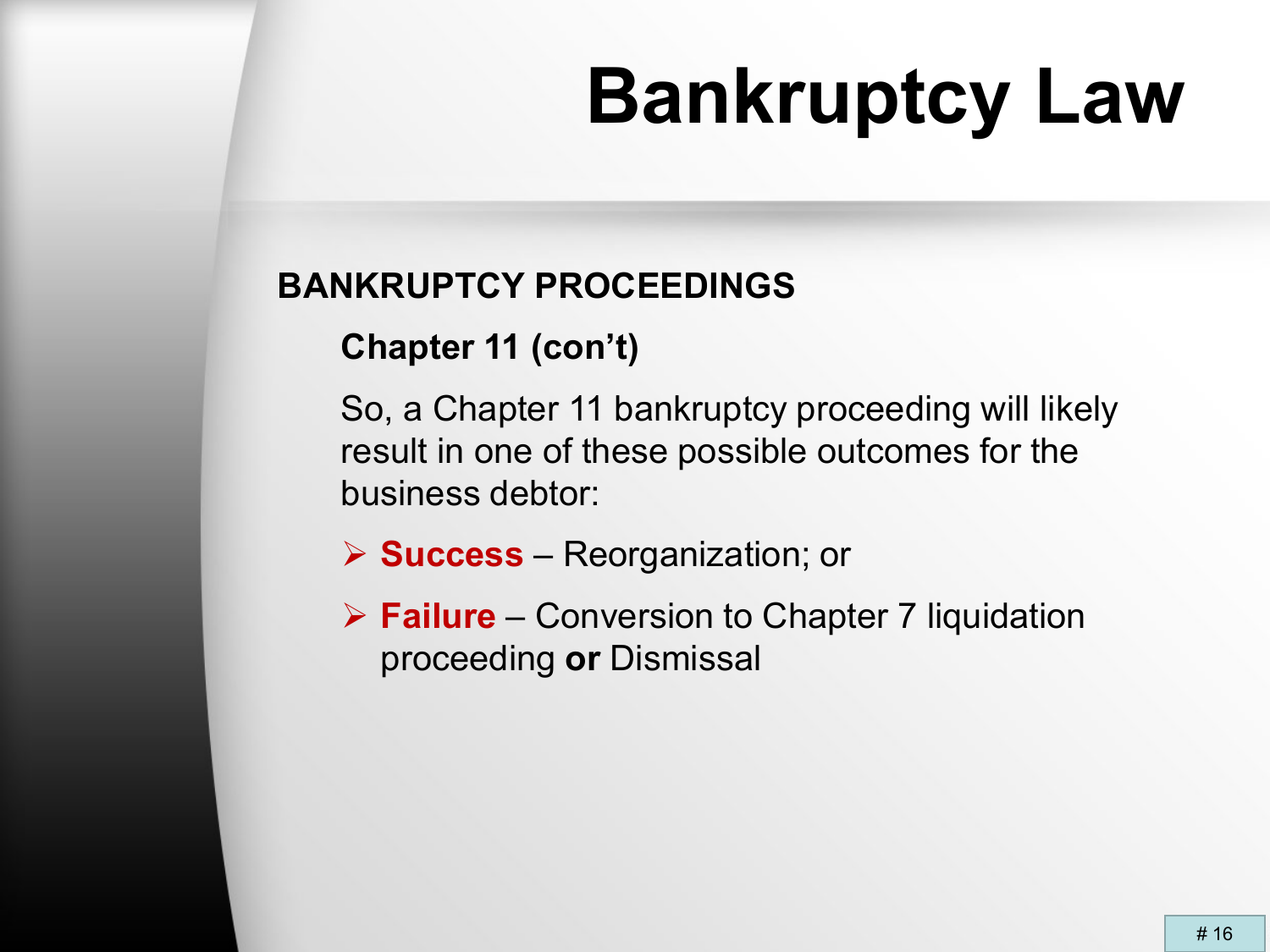# Bankruptcy Law

## BANKRUPTCY PROCEEDINGS

### Chapter 11 (con't)

So, a Chapter 11 bankruptcy proceeding will likely result in one of these possible outcomes for the business debtor:

- **Success** – Reorganization; or
- **Failure** – Conversion to Chapter 7 liquidation proceeding **or** Dismissal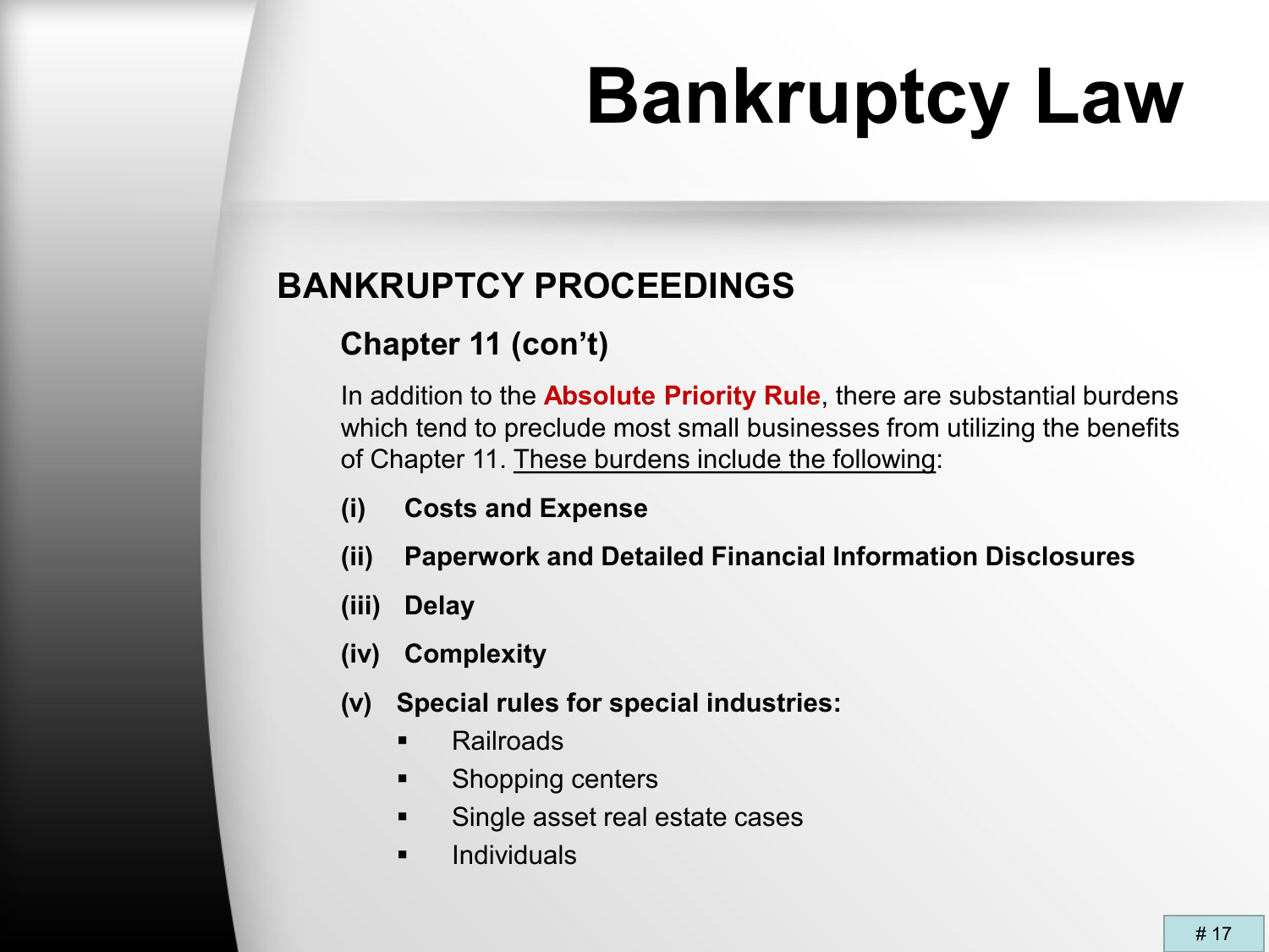# Bankruptcy Law

## BANKRUPTCY PROCEEDINGS

### Chapter 11 (con't)

In addition to the **Absolute Priority Rule**, there are substantial burdens which tend to preclude most small businesses from utilizing the benefits of Chapter 11. These burdens include the following:

(i) **Costs and Expense**

(ii) **Paperwork and Detailed Financial Information Disclosures**

(iii) **Delay**

(iv) **Complexity**

(v) **Special rules for special industries:**

- Railroads
- Shopping centers
- Single asset real estate cases
- Individuals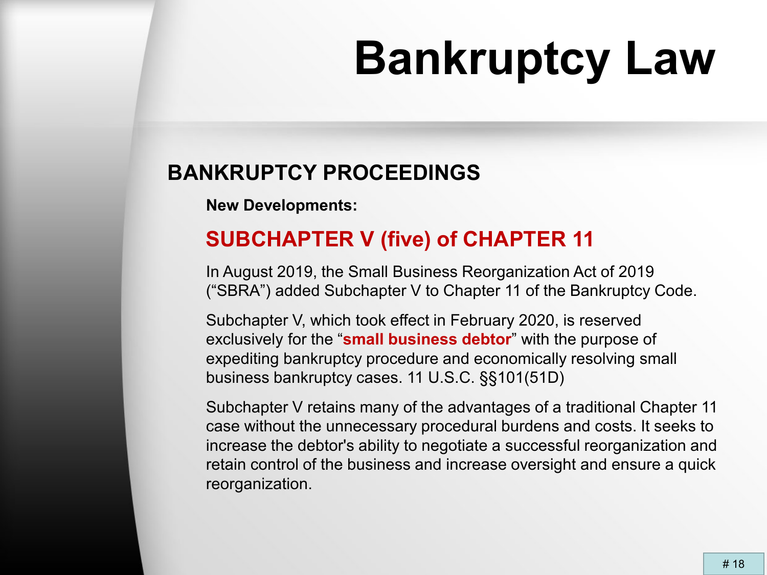# Bankruptcy Law

## BANKRUPTCY PROCEEDINGS

**New Developments:**

### SUBCHAPTER V (five) of CHAPTER 11

In August 2019, the Small Business Reorganization Act of 2019 ("SBRA") added Subchapter V to Chapter 11 of the Bankruptcy Code.

Subchapter V, which took effect in February 2020, is reserved exclusively for the "**small business debtor**" with the purpose of expediting bankruptcy procedure and economically resolving small business bankruptcy cases. 11 U.S.C. §§101(51D)

Subchapter V retains many of the advantages of a traditional Chapter 11 case without the unnecessary procedural burdens and costs. It seeks to increase the debtor's ability to negotiate a successful reorganization and retain control of the business and increase oversight and ensure a quick reorganization.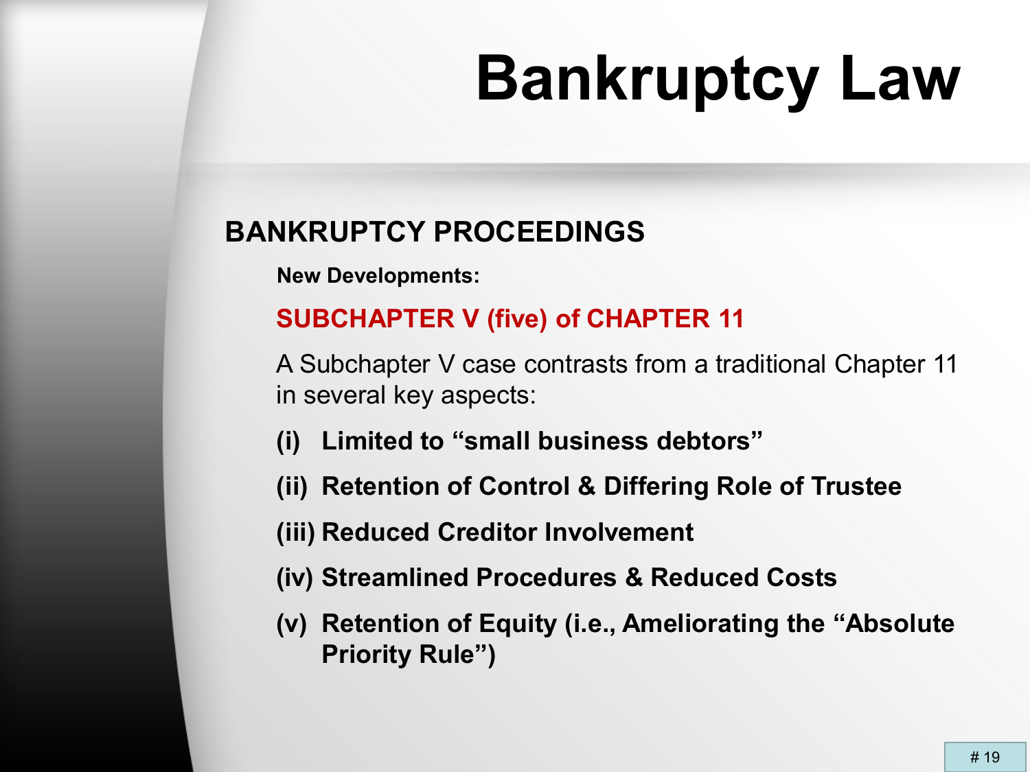# Bankruptcy Law

## BANKRUPTCY PROCEEDINGS

**New Developments:**

**SUBCHAPTER V (five) of CHAPTER 11**

A Subchapter V case contrasts from a traditional Chapter 11 in several key aspects:

**(i) Limited to "small business debtors"**

**(ii) Retention of Control & Differing Role of Trustee**

**(iii) Reduced Creditor Involvement**

**(iv) Streamlined Procedures & Reduced Costs**

**(v) Retention of Equity (i.e., Ameliorating the "Absolute Priority Rule")**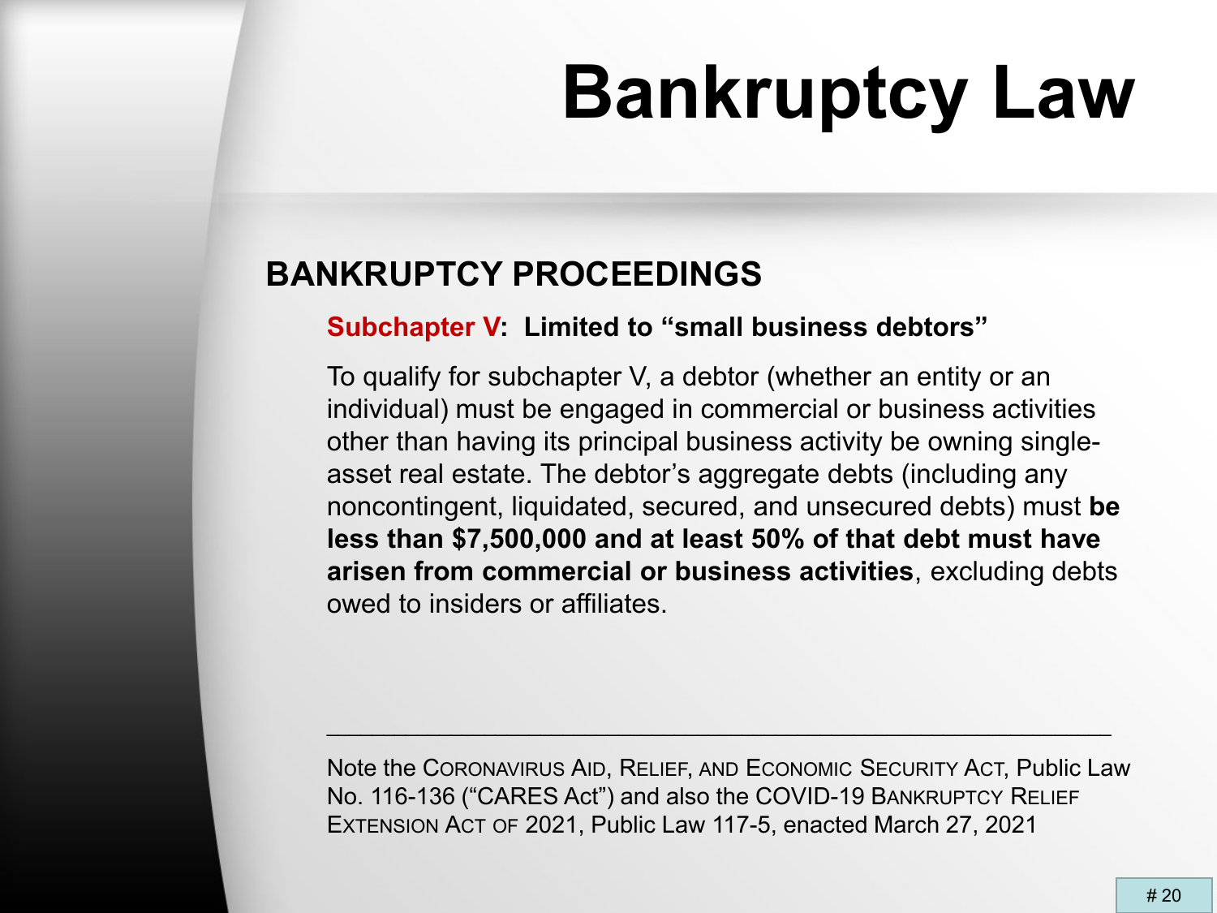# Bankruptcy Law

## BANKRUPTCY PROCEEDINGS

**Subchapter V: Limited to "small business debtors"**

To qualify for subchapter V, a debtor (whether an entity or an individual) must be engaged in commercial or business activities other than having its principal business activity be owning single-asset real estate. The debtor's aggregate debts (including any noncontingent, liquidated, secured, and unsecured debts) must **be less than $7,500,000 and at least 50% of that debt must have arisen from commercial or business activities**, excluding debts owed to insiders or affiliates.

---

Note the CORONAVIRUS AID, RELIEF, AND ECONOMIC SECURITY ACT, Public Law No. 116-136 ("CARES Act") and also the COVID-19 BANKRUPTCY RELIEF EXTENSION ACT OF 2021, Public Law 117-5, enacted March 27, 2021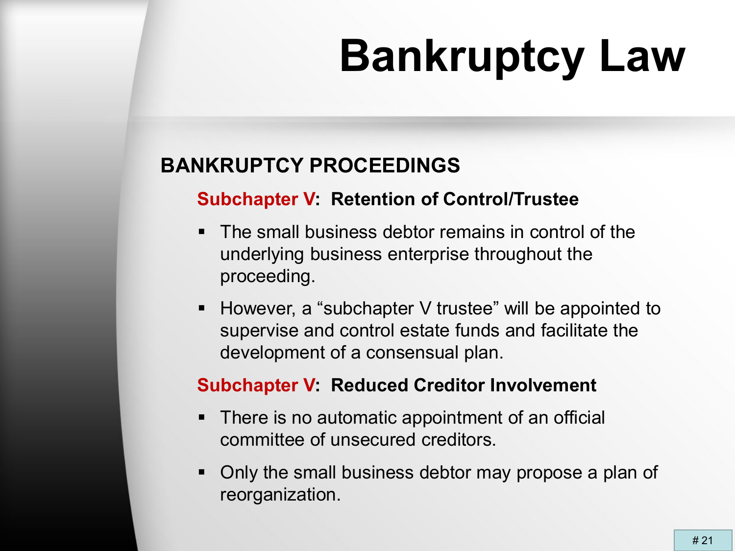# Bankruptcy Law

## BANKRUPTCY PROCEEDINGS

### Subchapter V: Retention of Control/Trustee

- The small business debtor remains in control of the underlying business enterprise throughout the proceeding.
- However, a "subchapter V trustee" will be appointed to supervise and control estate funds and facilitate the development of a consensual plan.

### Subchapter V: Reduced Creditor Involvement

- There is no automatic appointment of an official committee of unsecured creditors.
- Only the small business debtor may propose a plan of reorganization.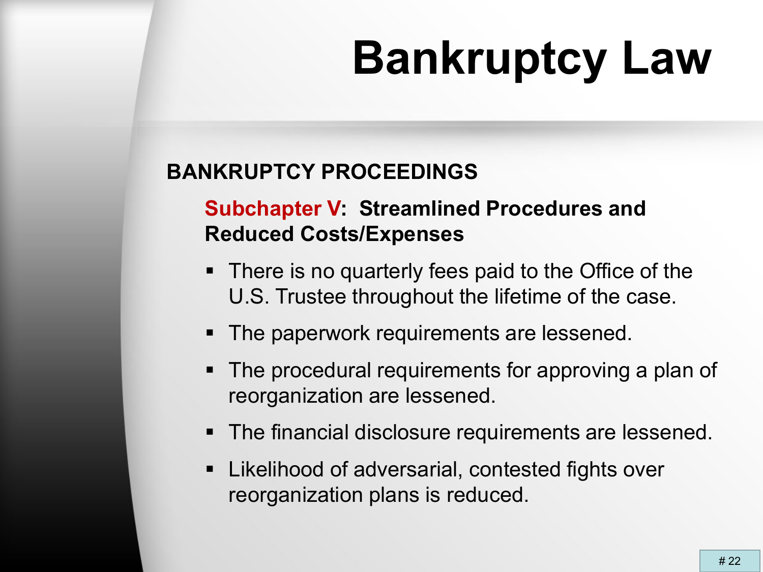# Bankruptcy Law

## BANKRUPTCY PROCEEDINGS

### Subchapter V: Streamlined Procedures and Reduced Costs/Expenses

- There is no quarterly fees paid to the Office of the U.S. Trustee throughout the lifetime of the case.
- The paperwork requirements are lessened.
- The procedural requirements for approving a plan of reorganization are lessened.
- The financial disclosure requirements are lessened.
- Likelihood of adversarial, contested fights over reorganization plans is reduced.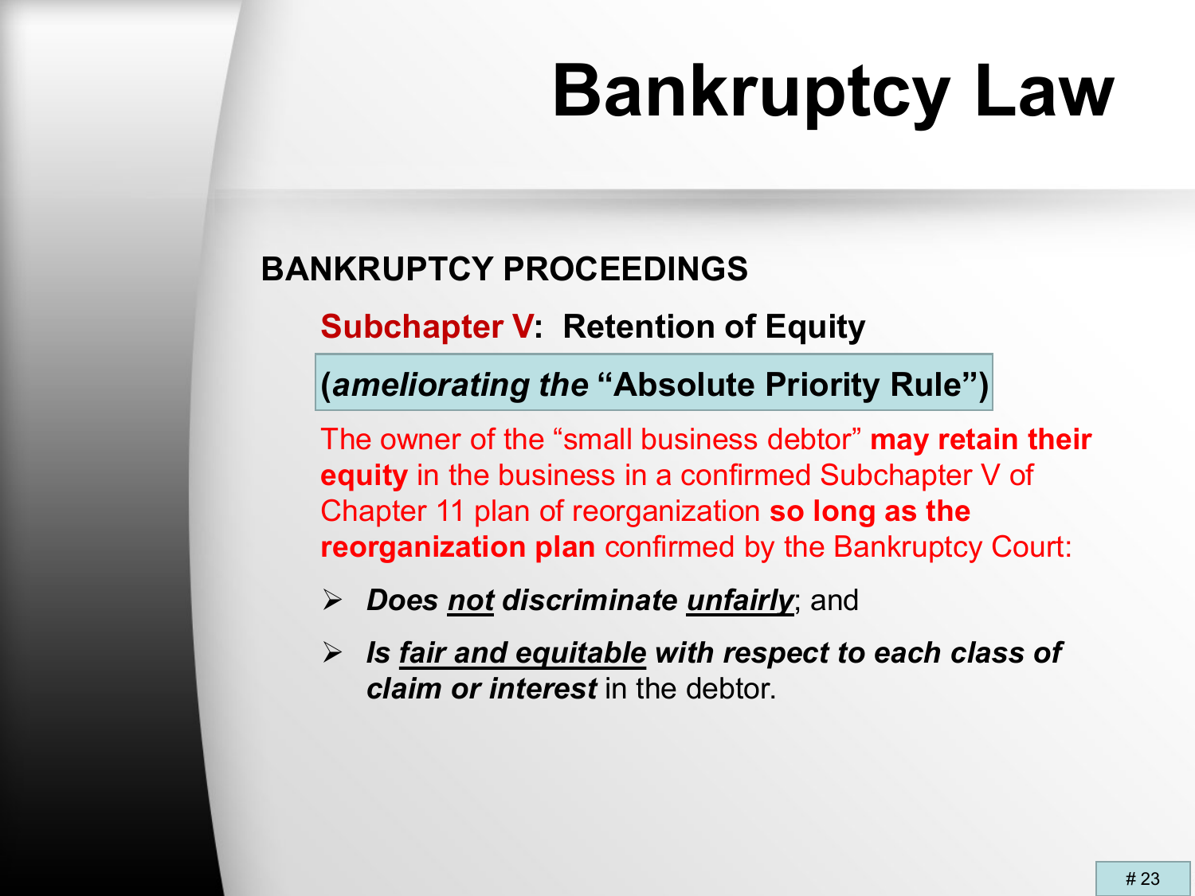# Bankruptcy Law

## BANKRUPTCY PROCEEDINGS

### Subchapter V: Retention of Equity

**(*ameliorating the* "Absolute Priority Rule")**

The owner of the "small business debtor" **may retain their equity** in the business in a confirmed Subchapter V of Chapter 11 plan of reorganization **so long as the reorganization plan** confirmed by the Bankruptcy Court:

- ***Does not discriminate unfairly***; and
- ***Is fair and equitable with respect to each class of claim or interest*** in the debtor.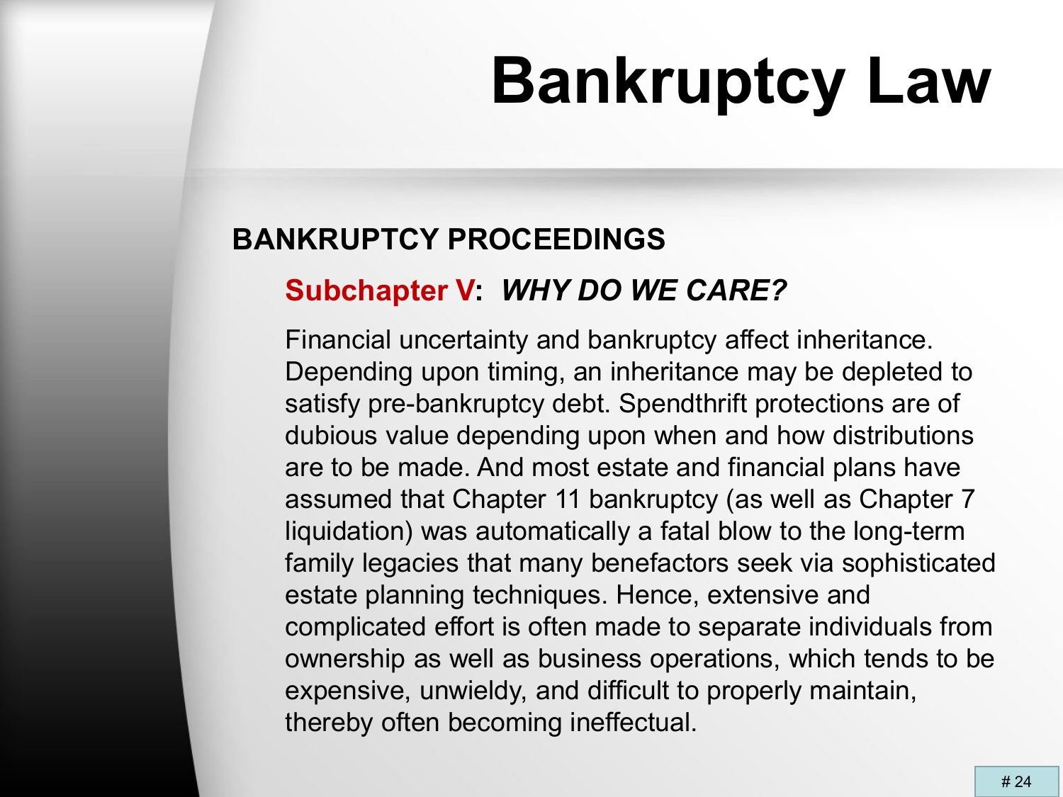# Bankruptcy Law

## BANKRUPTCY PROCEEDINGS

### Subchapter V: *WHY DO WE CARE?*

Financial uncertainty and bankruptcy affect inheritance. Depending upon timing, an inheritance may be depleted to satisfy pre-bankruptcy debt. Spendthrift protections are of dubious value depending upon when and how distributions are to be made. And most estate and financial plans have assumed that Chapter 11 bankruptcy (as well as Chapter 7 liquidation) was automatically a fatal blow to the long-term family legacies that many benefactors seek via sophisticated estate planning techniques. Hence, extensive and complicated effort is often made to separate individuals from ownership as well as business operations, which tends to be expensive, unwieldy, and difficult to properly maintain, thereby often becoming ineffectual.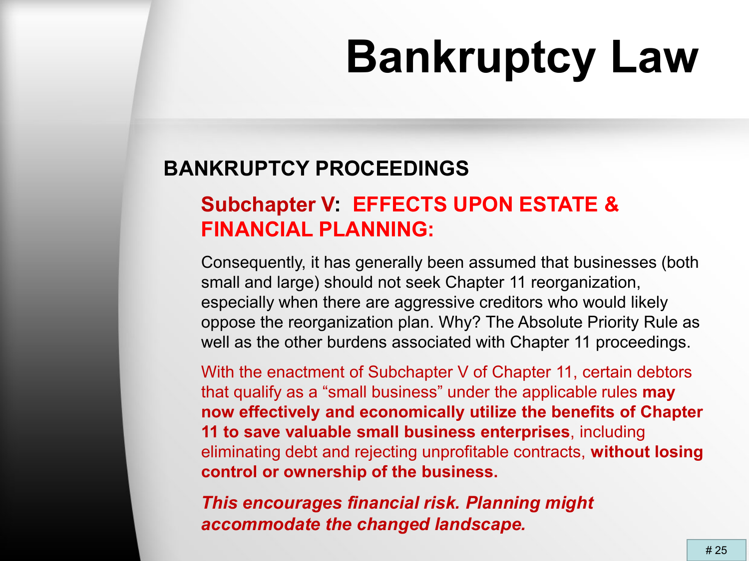# Bankruptcy Law

## BANKRUPTCY PROCEEDINGS

### Subchapter V: EFFECTS UPON ESTATE & FINANCIAL PLANNING:

Consequently, it has generally been assumed that businesses (both small and large) should not seek Chapter 11 reorganization, especially when there are aggressive creditors who would likely oppose the reorganization plan. Why? The Absolute Priority Rule as well as the other burdens associated with Chapter 11 proceedings.

With the enactment of Subchapter V of Chapter 11, certain debtors that qualify as a “small business” under the applicable rules **may now effectively and economically utilize the benefits of Chapter 11 to save valuable small business enterprises**, including eliminating debt and rejecting unprofitable contracts, **without losing control or ownership of the business.**

***This encourages financial risk. Planning might accommodate the changed landscape.***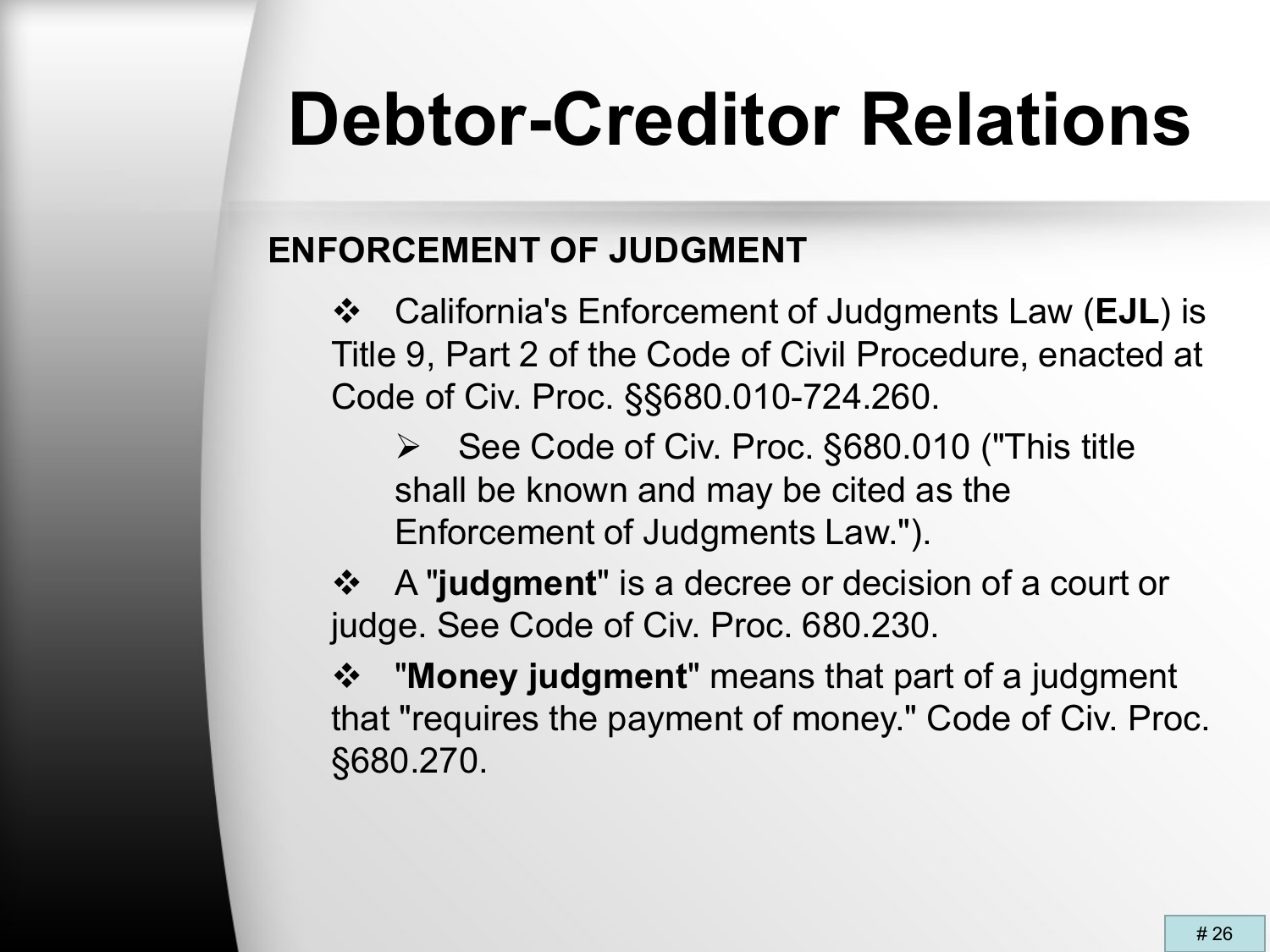# Debtor-Creditor Relations

## ENFORCEMENT OF JUDGMENT

- California's Enforcement of Judgments Law (**EJL**) is Title 9, Part 2 of the Code of Civil Procedure, enacted at Code of Civ. Proc. §§680.010-724.260.
  - See Code of Civ. Proc. §680.010 ("This title shall be known and may be cited as the Enforcement of Judgments Law.").
- A "**judgment**" is a decree or decision of a court or judge. See Code of Civ. Proc. 680.230.
- "**Money judgment**" means that part of a judgment that "requires the payment of money." Code of Civ. Proc. §680.270.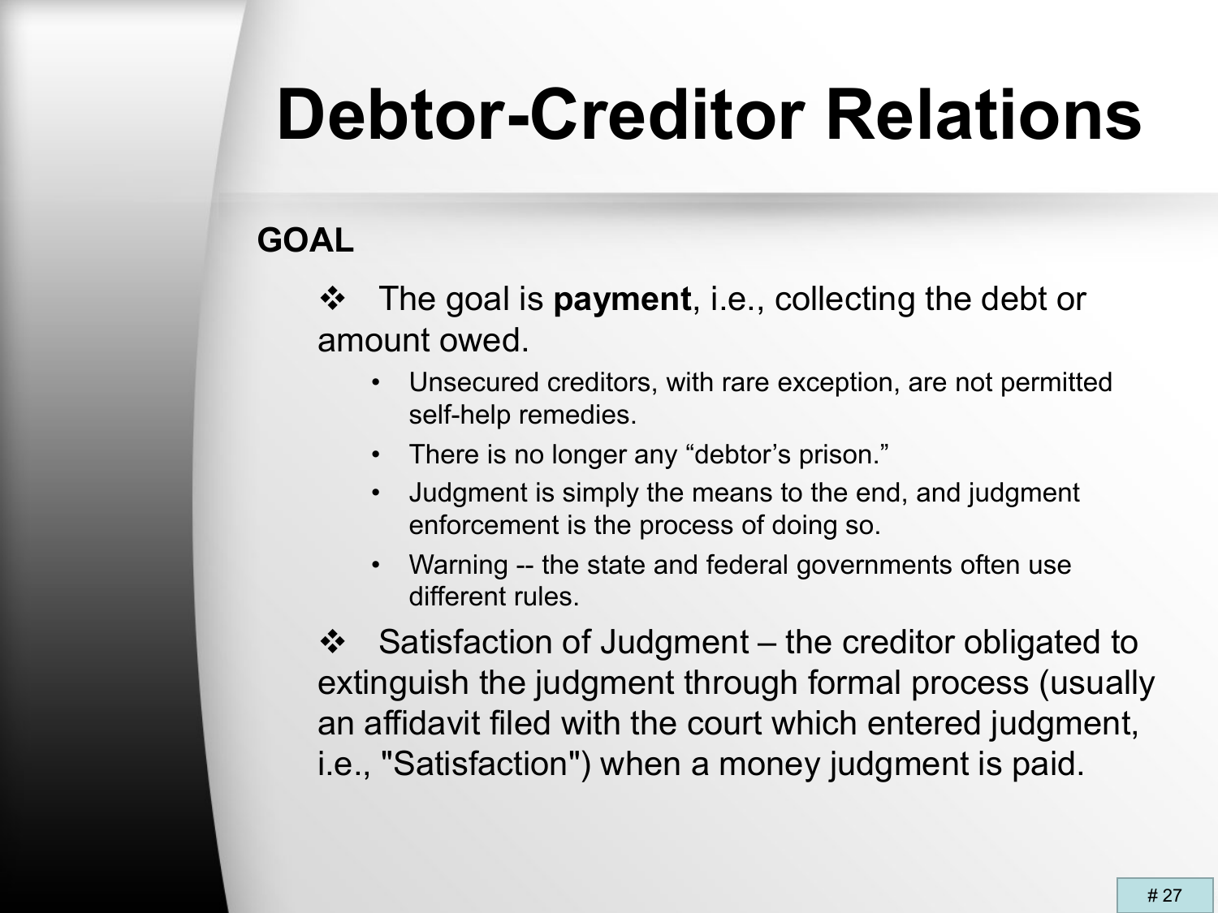# Debtor-Creditor Relations

**GOAL**

- ❖ The goal is **payment**, i.e., collecting the debt or amount owed.
  - Unsecured creditors, with rare exception, are not permitted self-help remedies.
  - There is no longer any "debtor's prison."
  - Judgment is simply the means to the end, and judgment enforcement is the process of doing so.
  - Warning -- the state and federal governments often use different rules.
- ❖ Satisfaction of Judgment – the creditor obligated to extinguish the judgment through formal process (usually an affidavit filed with the court which entered judgment, i.e., "Satisfaction") when a money judgment is paid.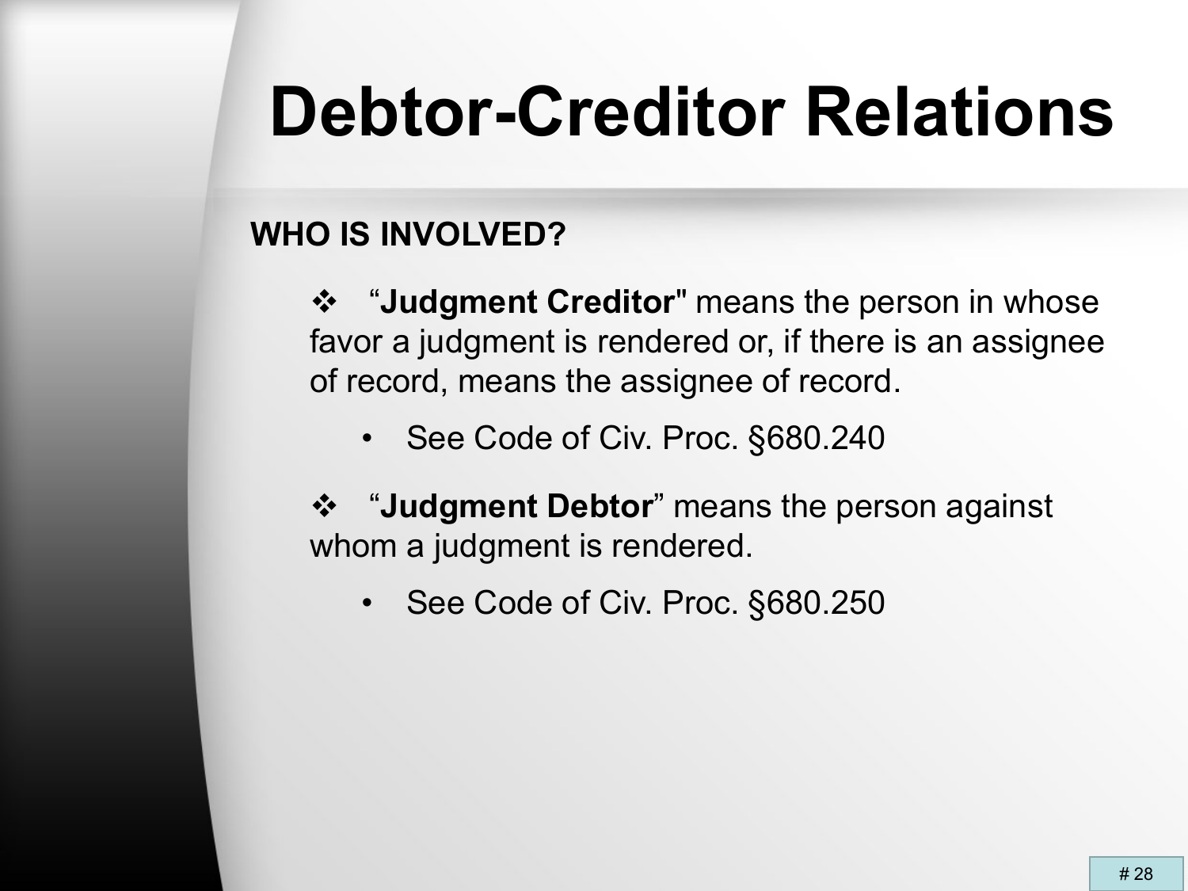# Debtor-Creditor Relations

**WHO IS INVOLVED?**

- "**Judgment Creditor**" means the person in whose favor a judgment is rendered or, if there is an assignee of record, means the assignee of record.
  - See Code of Civ. Proc. §680.240
- "**Judgment Debtor**" means the person against whom a judgment is rendered.
  - See Code of Civ. Proc. §680.250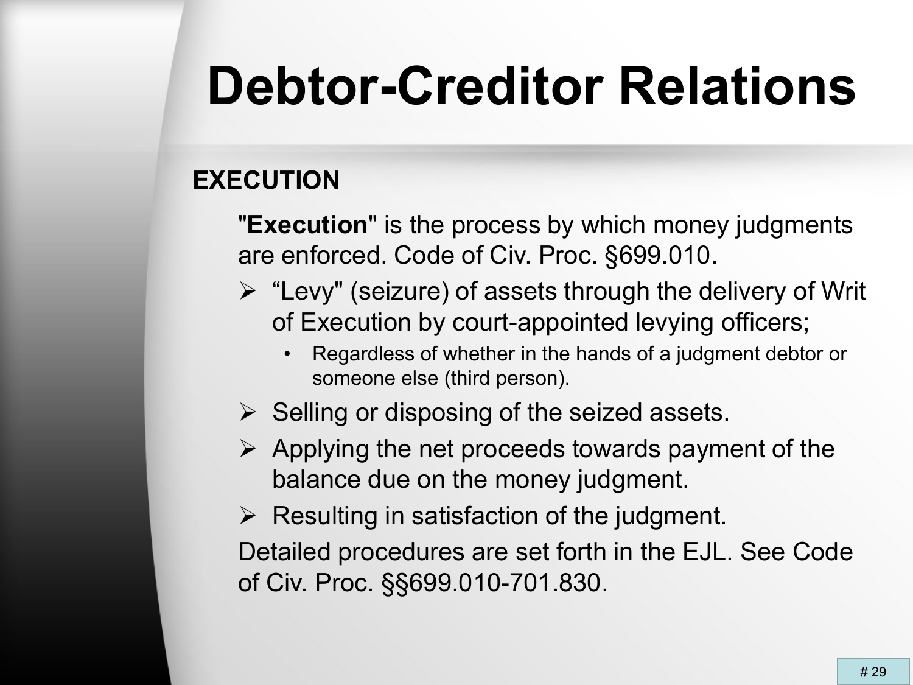# Debtor-Creditor Relations

## EXECUTION

"**Execution**" is the process by which money judgments are enforced. Code of Civ. Proc. §699.010.

- "Levy" (seizure) of assets through the delivery of Writ of Execution by court-appointed levying officers;
  - Regardless of whether in the hands of a judgment debtor or someone else (third person).
- Selling or disposing of the seized assets.
- Applying the net proceeds towards payment of the balance due on the money judgment.
- Resulting in satisfaction of the judgment.

Detailed procedures are set forth in the EJL. See Code of Civ. Proc. §§699.010-701.830.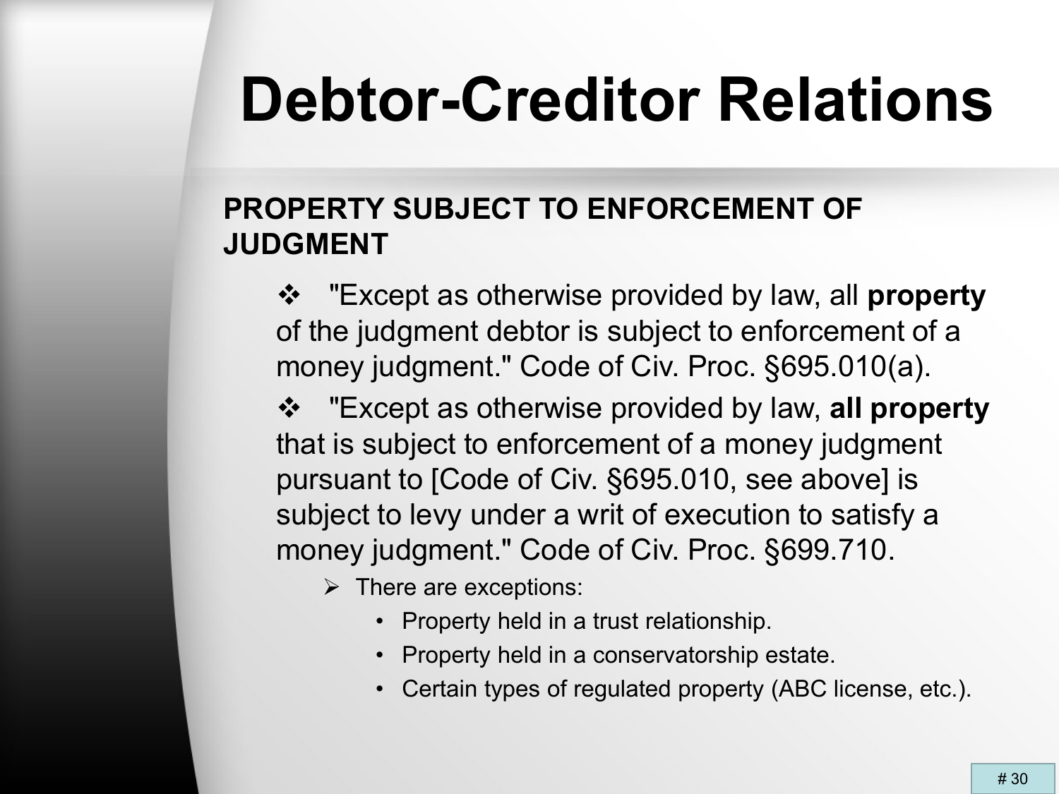# Debtor-Creditor Relations

## PROPERTY SUBJECT TO ENFORCEMENT OF JUDGMENT

- "Except as otherwise provided by law, all **property** of the judgment debtor is subject to enforcement of a money judgment." Code of Civ. Proc. §695.010(a).
- "Except as otherwise provided by law, **all property** that is subject to enforcement of a money judgment pursuant to [Code of Civ. §695.010, see above] is subject to levy under a writ of execution to satisfy a money judgment." Code of Civ. Proc. §699.710.
  - There are exceptions:
    - Property held in a trust relationship.
    - Property held in a conservatorship estate.
    - Certain types of regulated property (ABC license, etc.).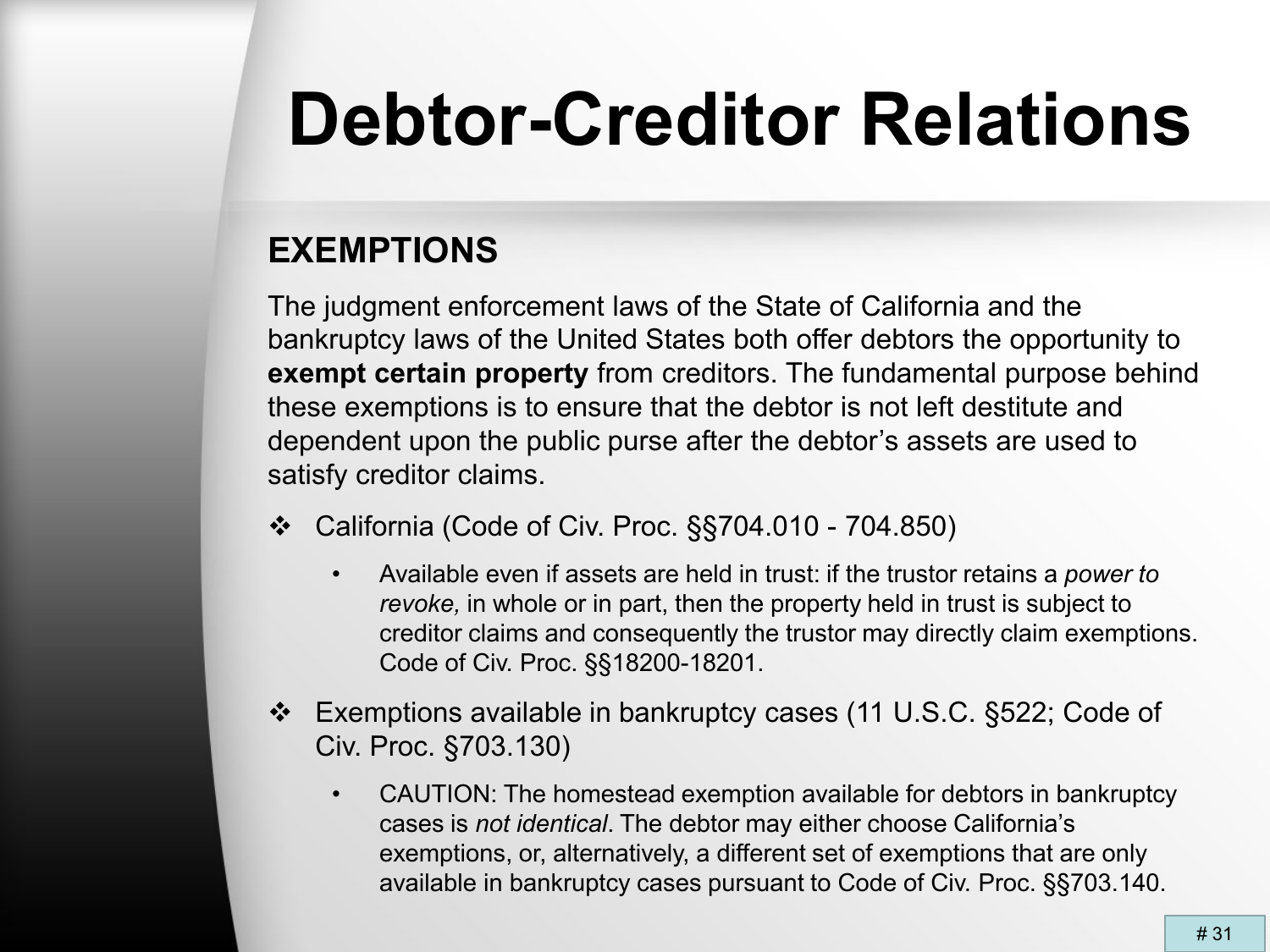# Debtor-Creditor Relations

## EXEMPTIONS

The judgment enforcement laws of the State of California and the bankruptcy laws of the United States both offer debtors the opportunity to **exempt certain property** from creditors. The fundamental purpose behind these exemptions is to ensure that the debtor is not left destitute and dependent upon the public purse after the debtor's assets are used to satisfy creditor claims.

- California (Code of Civ. Proc. §§704.010 - 704.850)
  - Available even if assets are held in trust: if the trustor retains a *power to revoke,* in whole or in part, then the property held in trust is subject to creditor claims and consequently the trustor may directly claim exemptions. Code of Civ. Proc. §§18200-18201.
- Exemptions available in bankruptcy cases (11 U.S.C. §522; Code of Civ. Proc. §703.130)
  - CAUTION: The homestead exemption available for debtors in bankruptcy cases is *not identical*. The debtor may either choose California's exemptions, or, alternatively, a different set of exemptions that are only available in bankruptcy cases pursuant to Code of Civ. Proc. §§703.140.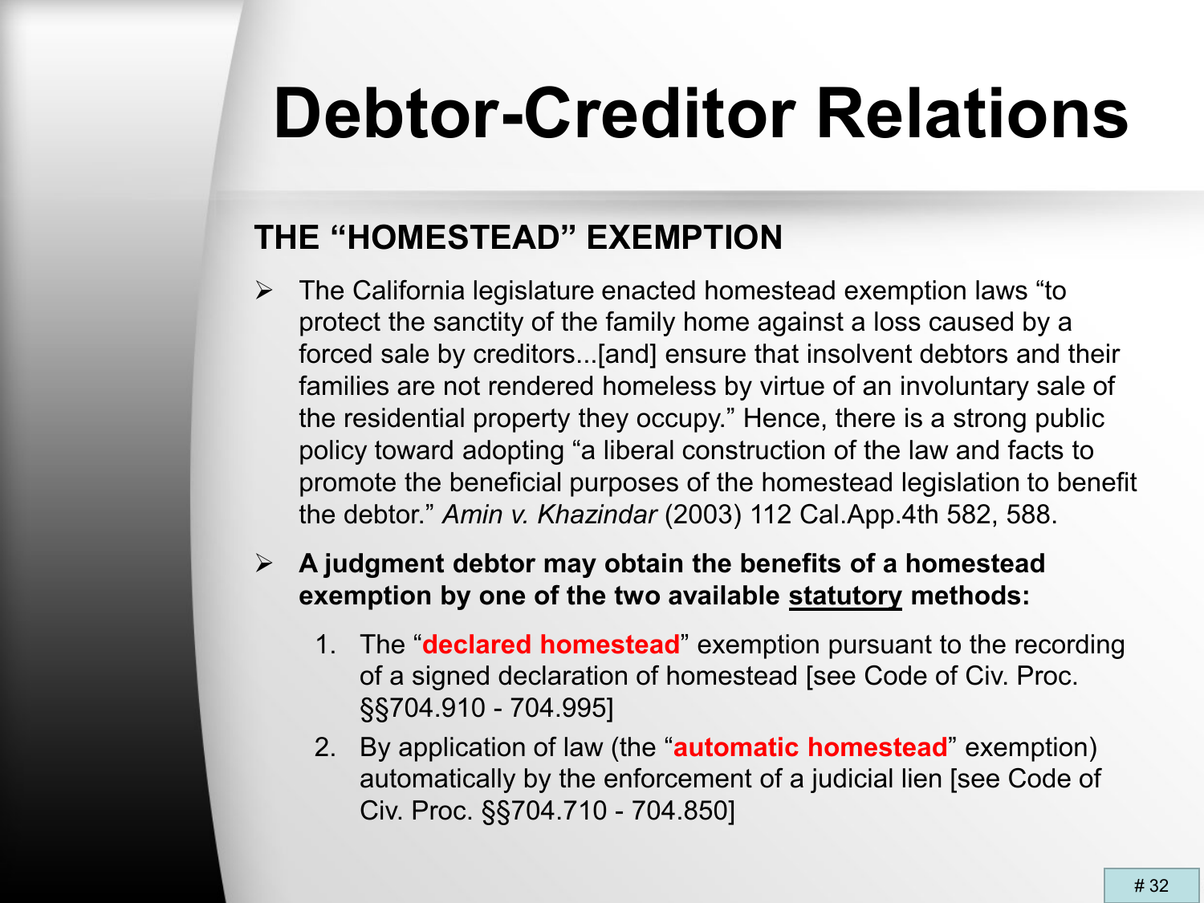# Debtor-Creditor Relations

## THE "HOMESTEAD" EXEMPTION

- The California legislature enacted homestead exemption laws "to protect the sanctity of the family home against a loss caused by a forced sale by creditors...[and] ensure that insolvent debtors and their families are not rendered homeless by virtue of an involuntary sale of the residential property they occupy." Hence, there is a strong public policy toward adopting "a liberal construction of the law and facts to promote the beneficial purposes of the homestead legislation to benefit the debtor." *Amin v. Khazindar* (2003) 112 Cal.App.4th 582, 588.
- **A judgment debtor may obtain the benefits of a homestead exemption by one of the two available <u>statutory</u> methods:**
  1. The "**declared homestead**" exemption pursuant to the recording of a signed declaration of homestead [see Code of Civ. Proc. §§704.910 - 704.995]
  2. By application of law (the "**automatic homestead**" exemption) automatically by the enforcement of a judicial lien [see Code of Civ. Proc. §§704.710 - 704.850]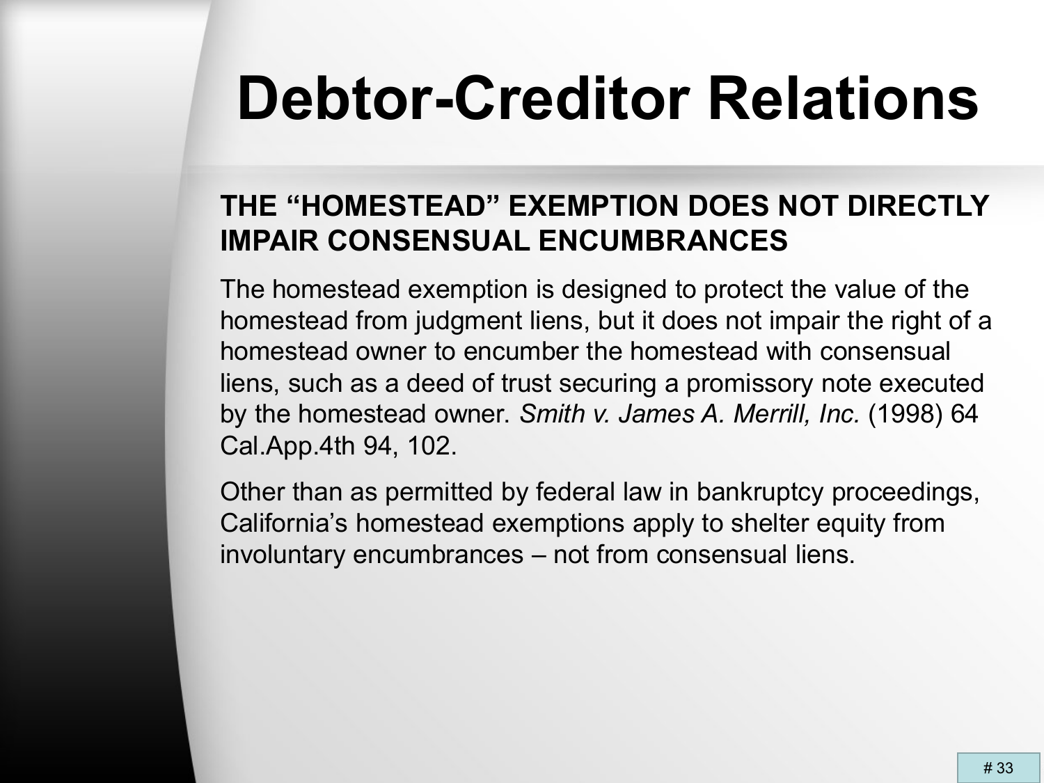# Debtor-Creditor Relations

**THE "HOMESTEAD" EXEMPTION DOES NOT DIRECTLY IMPAIR CONSENSUAL ENCUMBRANCES**

The homestead exemption is designed to protect the value of the homestead from judgment liens, but it does not impair the right of a homestead owner to encumber the homestead with consensual liens, such as a deed of trust securing a promissory note executed by the homestead owner. *Smith v. James A. Merrill, Inc.* (1998) 64 Cal.App.4th 94, 102.

Other than as permitted by federal law in bankruptcy proceedings, California's homestead exemptions apply to shelter equity from involuntary encumbrances – not from consensual liens.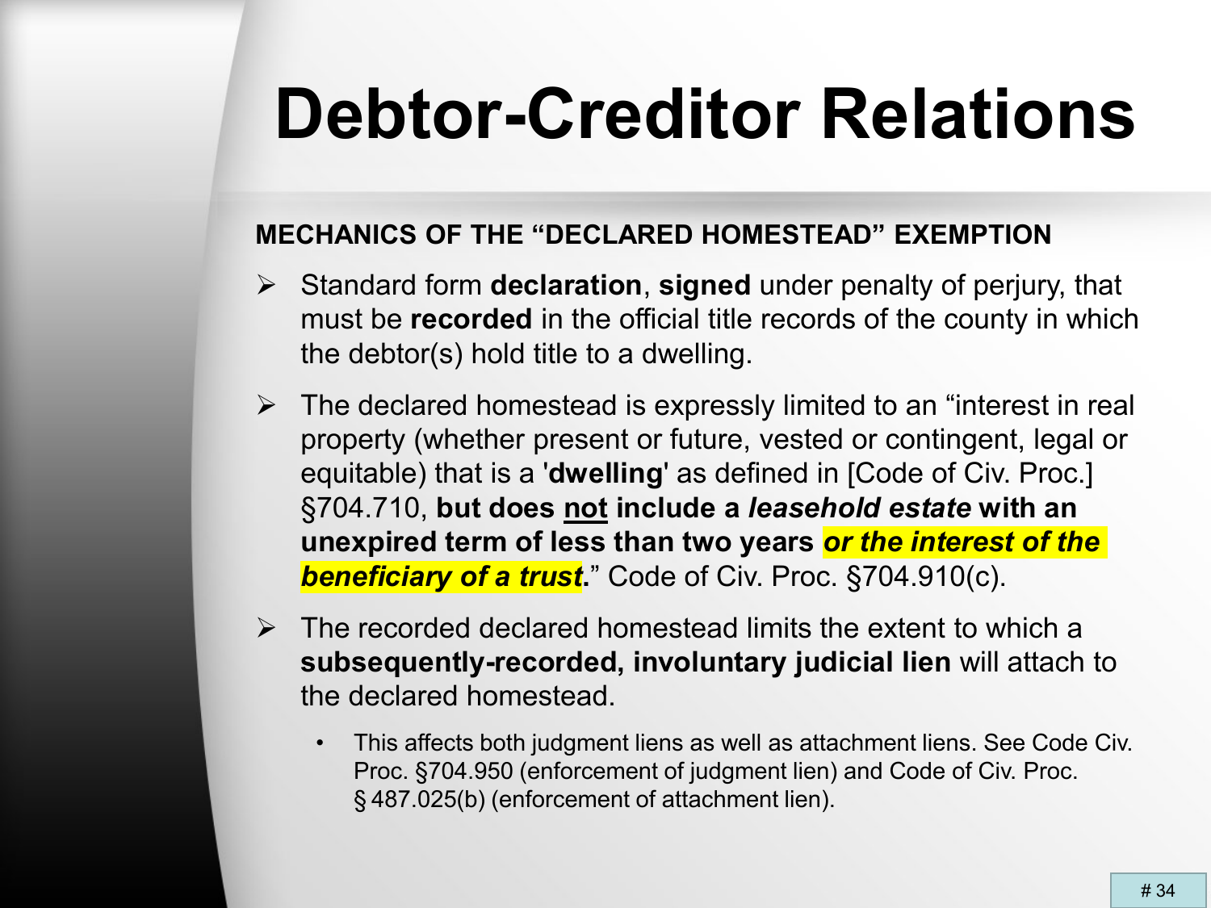# Debtor-Creditor Relations

**MECHANICS OF THE "DECLARED HOMESTEAD" EXEMPTION**

- Standard form **declaration**, **signed** under penalty of perjury, that must be **recorded** in the official title records of the county in which the debtor(s) hold title to a dwelling.
- The declared homestead is expressly limited to an "interest in real property (whether present or future, vested or contingent, legal or equitable) that is a '**dwelling**' as defined in [Code of Civ. Proc.] §704.710, **but does not include a *leasehold estate* with an unexpired term of less than two years *or the interest of the beneficiary of a trust*.**" Code of Civ. Proc. §704.910(c).
- The recorded declared homestead limits the extent to which a **subsequently-recorded, involuntary judicial lien** will attach to the declared homestead.
  - This affects both judgment liens as well as attachment liens. See Code Civ. Proc. §704.950 (enforcement of judgment lien) and Code of Civ. Proc. § 487.025(b) (enforcement of attachment lien).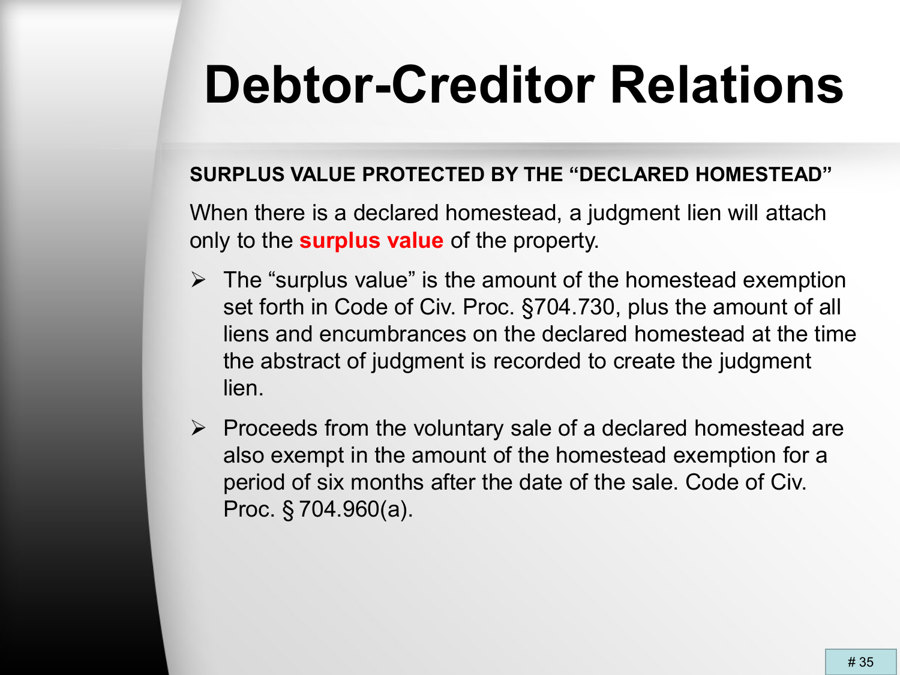# Debtor-Creditor Relations

**SURPLUS VALUE PROTECTED BY THE "DECLARED HOMESTEAD"**

When there is a declared homestead, a judgment lien will attach only to the **surplus value** of the property.

- The "surplus value" is the amount of the homestead exemption set forth in Code of Civ. Proc. §704.730, plus the amount of all liens and encumbrances on the declared homestead at the time the abstract of judgment is recorded to create the judgment lien.
- Proceeds from the voluntary sale of a declared homestead are also exempt in the amount of the homestead exemption for a period of six months after the date of the sale. Code of Civ. Proc. § 704.960(a).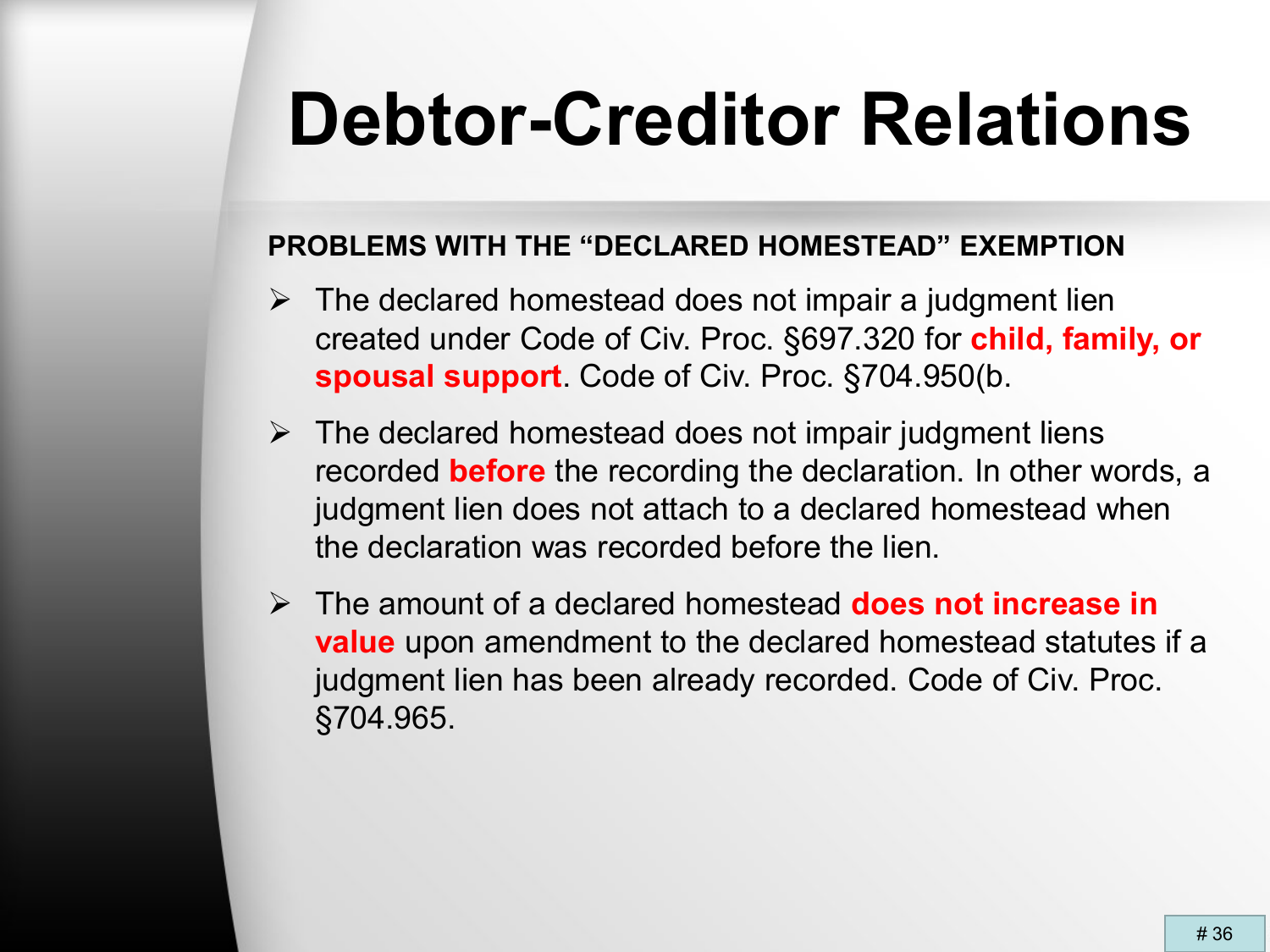# Debtor-Creditor Relations

**PROBLEMS WITH THE "DECLARED HOMESTEAD" EXEMPTION**

- The declared homestead does not impair a judgment lien created under Code of Civ. Proc. §697.320 for **child, family, or spousal support**. Code of Civ. Proc. §704.950(b.
- The declared homestead does not impair judgment liens recorded **before** the recording the declaration. In other words, a judgment lien does not attach to a declared homestead when the declaration was recorded before the lien.
- The amount of a declared homestead **does not increase in value** upon amendment to the declared homestead statutes if a judgment lien has been already recorded. Code of Civ. Proc. §704.965.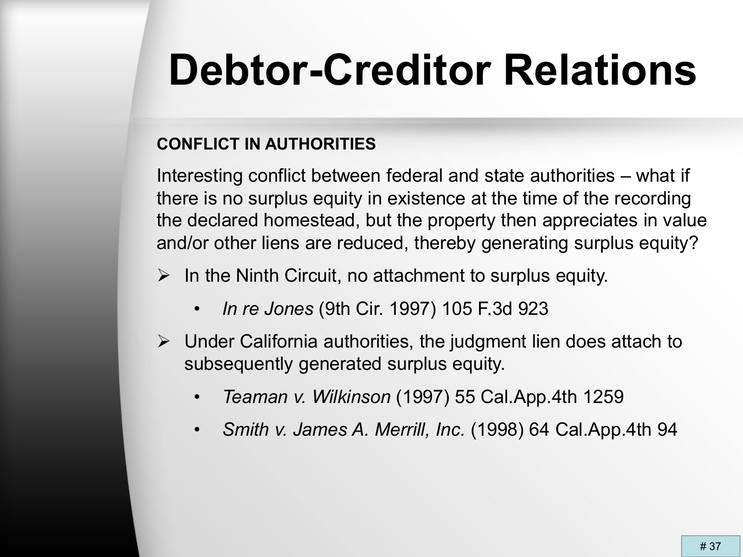# Debtor-Creditor Relations

**CONFLICT IN AUTHORITIES**

Interesting conflict between federal and state authorities – what if there is no surplus equity in existence at the time of the recording the declared homestead, but the property then appreciates in value and/or other liens are reduced, thereby generating surplus equity?

- In the Ninth Circuit, no attachment to surplus equity.
  - *In re Jones* (9th Cir. 1997) 105 F.3d 923
- Under California authorities, the judgment lien does attach to subsequently generated surplus equity.
  - *Teaman v. Wilkinson* (1997) 55 Cal.App.4th 1259
  - *Smith v. James A. Merrill, Inc.* (1998) 64 Cal.App.4th 94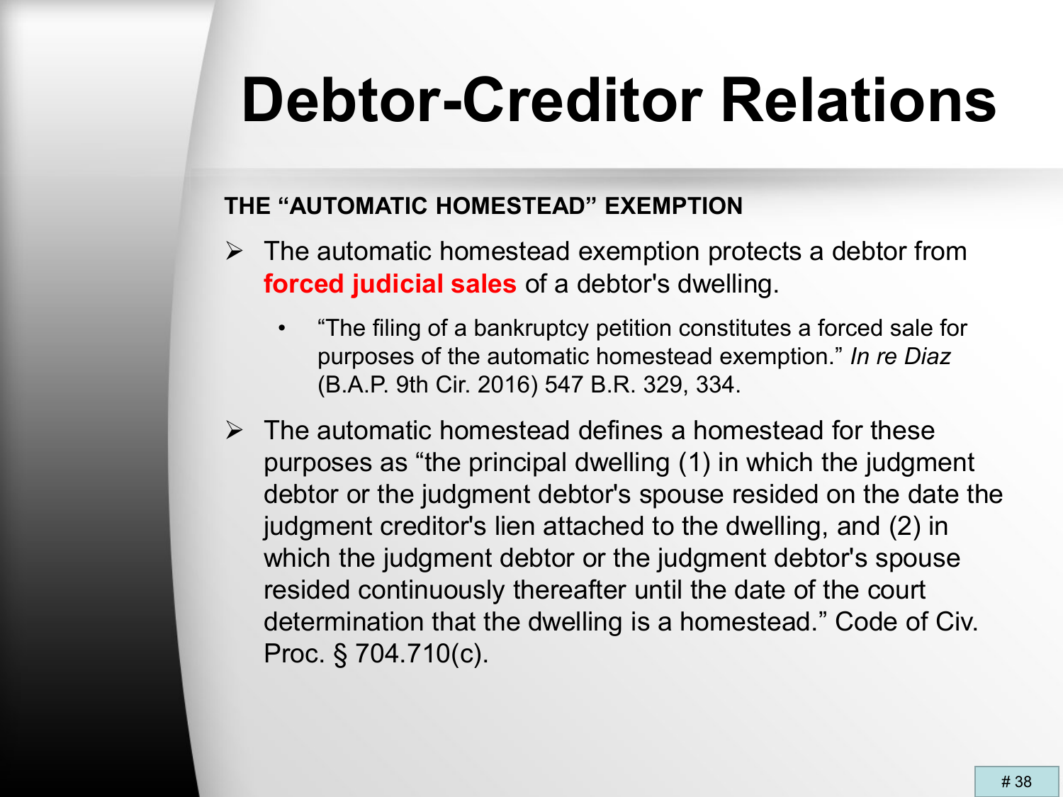# Debtor-Creditor Relations

**THE "AUTOMATIC HOMESTEAD" EXEMPTION**

- The automatic homestead exemption protects a debtor from **forced judicial sales** of a debtor's dwelling.
  - "The filing of a bankruptcy petition constitutes a forced sale for purposes of the automatic homestead exemption." *In re Diaz* (B.A.P. 9th Cir. 2016) 547 B.R. 329, 334.
- The automatic homestead defines a homestead for these purposes as "the principal dwelling (1) in which the judgment debtor or the judgment debtor's spouse resided on the date the judgment creditor's lien attached to the dwelling, and (2) in which the judgment debtor or the judgment debtor's spouse resided continuously thereafter until the date of the court determination that the dwelling is a homestead." Code of Civ. Proc. § 704.710(c).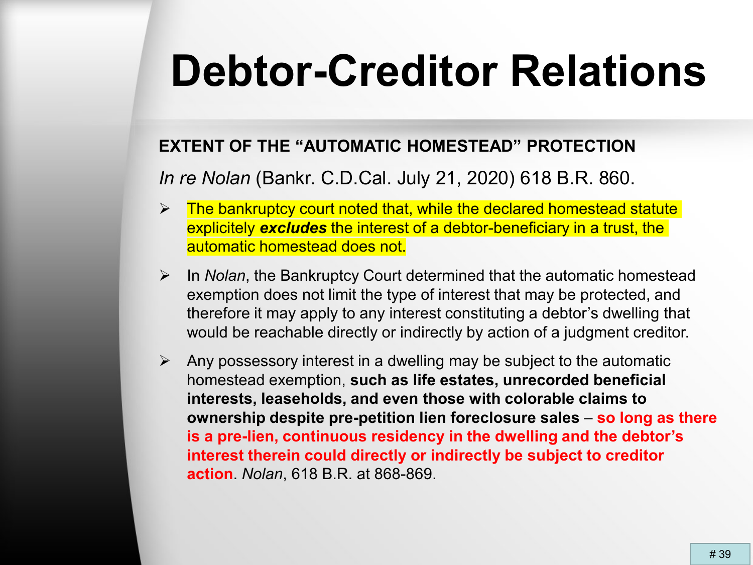# Debtor-Creditor Relations

**EXTENT OF THE "AUTOMATIC HOMESTEAD" PROTECTION**

*In re Nolan* (Bankr. C.D.Cal. July 21, 2020) 618 B.R. 860.

- The bankruptcy court noted that, while the declared homestead statute explicitly ***excludes*** the interest of a debtor-beneficiary in a trust, the automatic homestead does not.
- In *Nolan*, the Bankruptcy Court determined that the automatic homestead exemption does not limit the type of interest that may be protected, and therefore it may apply to any interest constituting a debtor's dwelling that would be reachable directly or indirectly by action of a judgment creditor.
- Any possessory interest in a dwelling may be subject to the automatic homestead exemption, **such as life estates, unrecorded beneficial interests, leaseholds, and even those with colorable claims to ownership despite pre-petition lien foreclosure sales** – **so long as there is a pre-lien, continuous residency in the dwelling and the debtor's interest therein could directly or indirectly be subject to creditor action**. *Nolan*, 618 B.R. at 868-869.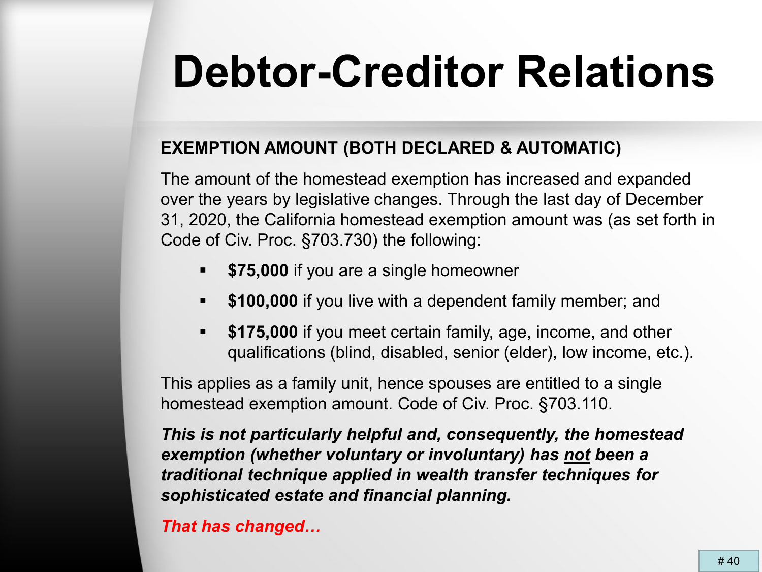# Debtor-Creditor Relations

**EXEMPTION AMOUNT (BOTH DECLARED & AUTOMATIC)**

The amount of the homestead exemption has increased and expanded over the years by legislative changes. Through the last day of December 31, 2020, the California homestead exemption amount was (as set forth in Code of Civ. Proc. §703.730) the following:

- **$75,000** if you are a single homeowner
- **$100,000** if you live with a dependent family member; and
- **$175,000** if you meet certain family, age, income, and other qualifications (blind, disabled, senior (elder), low income, etc.).

This applies as a family unit, hence spouses are entitled to a single homestead exemption amount. Code of Civ. Proc. §703.110.

***This is not particularly helpful and, consequently, the homestead exemption (whether voluntary or involuntary) has <u>not</u> been a traditional technique applied in wealth transfer techniques for sophisticated estate and financial planning.***

***That has changed…***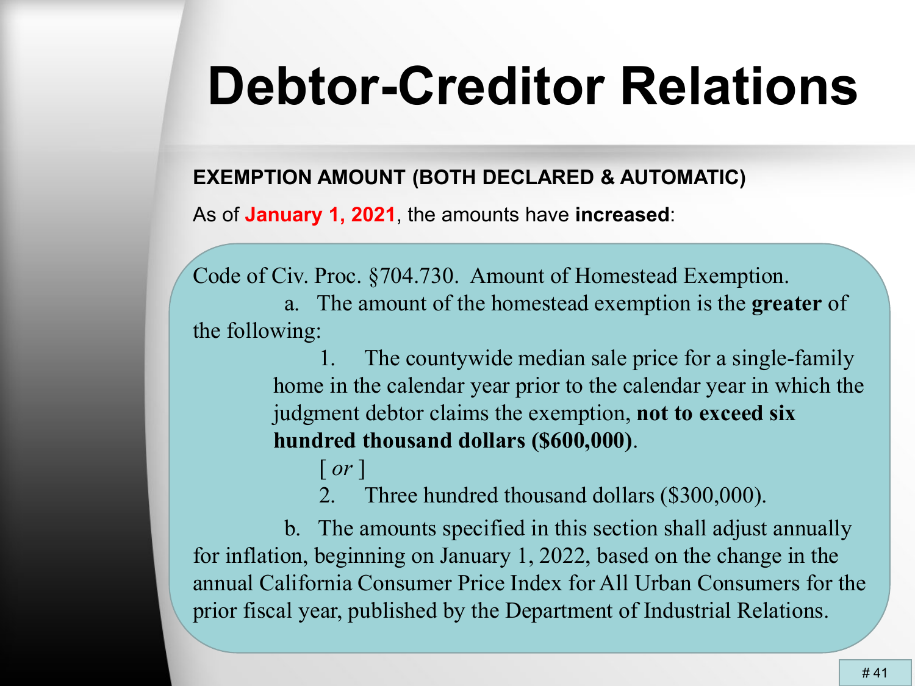# Debtor-Creditor Relations

**EXEMPTION AMOUNT (BOTH DECLARED & AUTOMATIC)**

As of **January 1, 2021**, the amounts have **increased**:

Code of Civ. Proc. §704.730. Amount of Homestead Exemption.

a. The amount of the homestead exemption is the **greater** of the following:

1. The countywide median sale price for a single-family home in the calendar year prior to the calendar year in which the judgment debtor claims the exemption, **not to exceed six hundred thousand dollars ($600,000)**.

[ *or* ]

2. Three hundred thousand dollars ($300,000).

b. The amounts specified in this section shall adjust annually for inflation, beginning on January 1, 2022, based on the change in the annual California Consumer Price Index for All Urban Consumers for the prior fiscal year, published by the Department of Industrial Relations.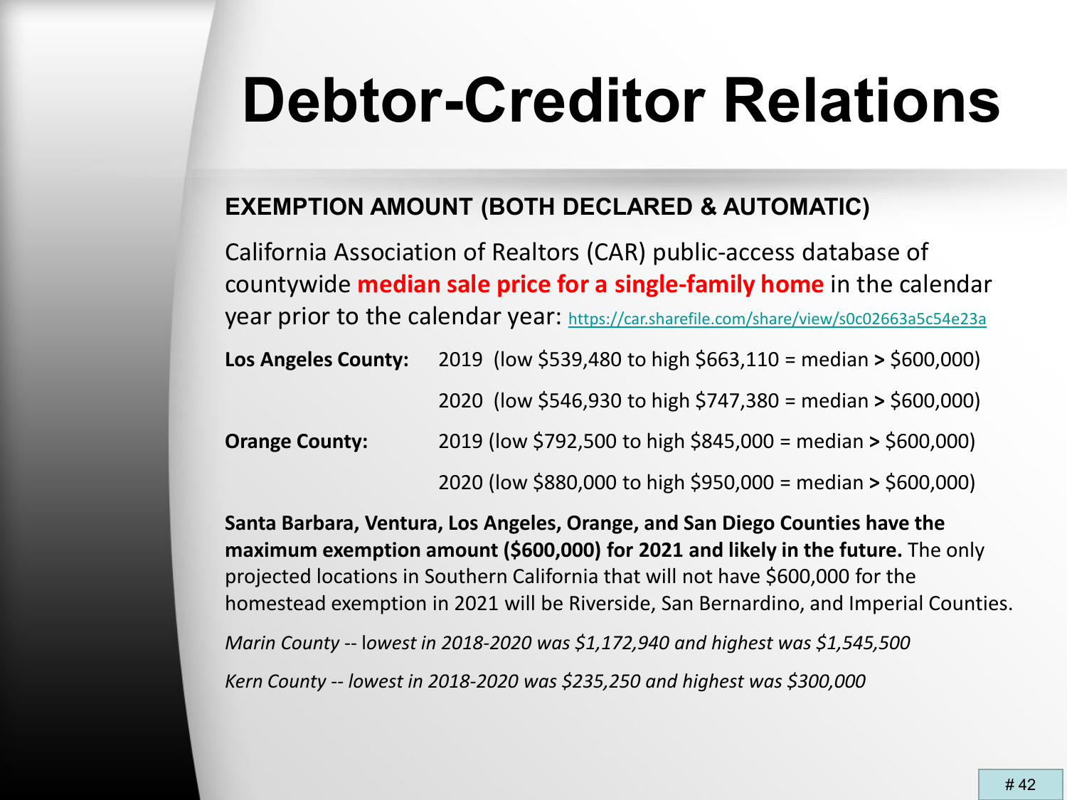# Debtor-Creditor Relations

**EXEMPTION AMOUNT (BOTH DECLARED & AUTOMATIC)**

California Association of Realtors (CAR) public-access database of countywide **median sale price for a single-family home** in the calendar year prior to the calendar year: https://car.sharefile.com/share/view/s0c02663a5c54e23a

| | |
|---|---|
| **Los Angeles County:** | 2019 (low $539,480 to high $663,110 = median **>** $600,000) |
| | 2020 (low $546,930 to high $747,380 = median **>** $600,000) |
| **Orange County:** | 2019 (low $792,500 to high $845,000 = median **>** $600,000) |
| | 2020 (low $880,000 to high $950,000 = median **>** $600,000) |

**Santa Barbara, Ventura, Los Angeles, Orange, and San Diego Counties have the maximum exemption amount ($600,000) for 2021 and likely in the future.** The only projected locations in Southern California that will not have $600,000 for the homestead exemption in 2021 will be Riverside, San Bernardino, and Imperial Counties.

*Marin County -- lowest in 2018-2020 was $1,172,940 and highest was $1,545,500*

*Kern County -- lowest in 2018-2020 was $235,250 and highest was $300,000*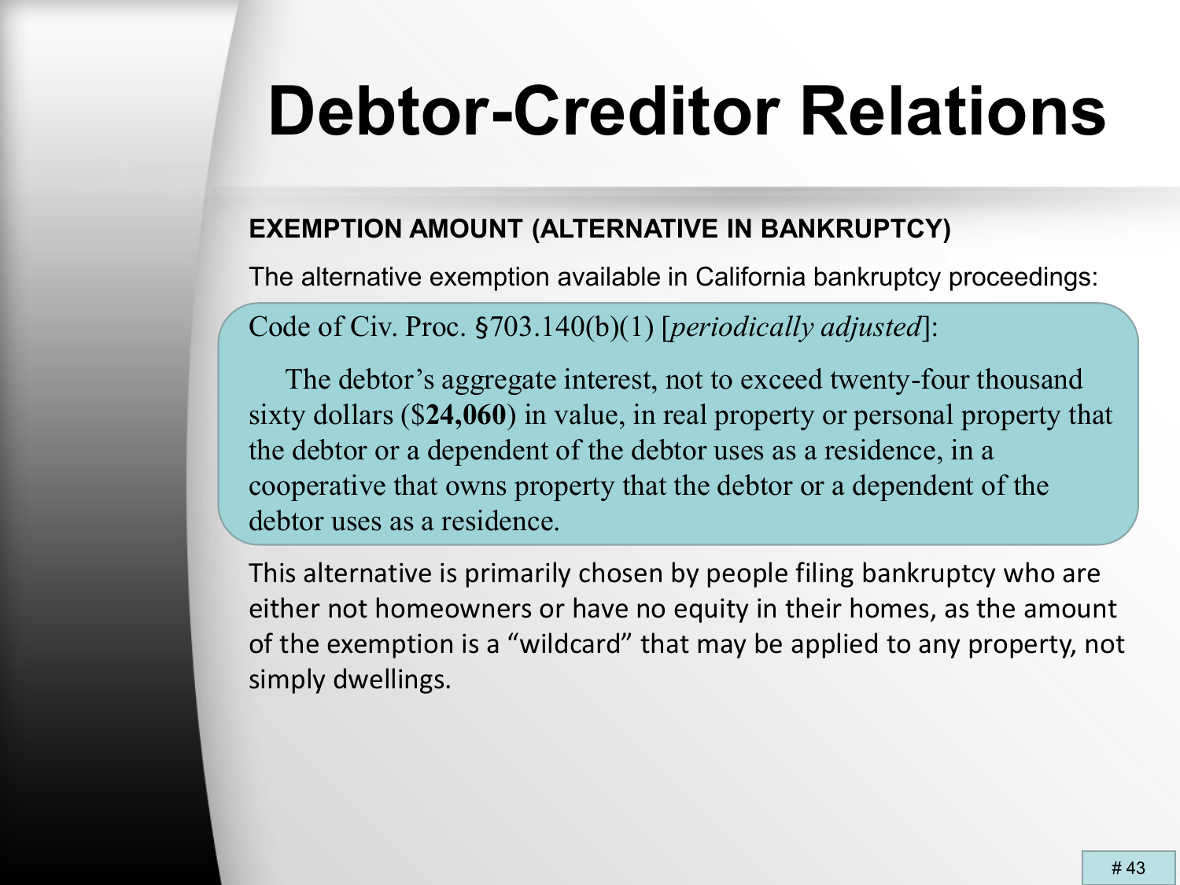# Debtor-Creditor Relations

**EXEMPTION AMOUNT (ALTERNATIVE IN BANKRUPTCY)**

The alternative exemption available in California bankruptcy proceedings:

> Code of Civ. Proc. §703.140(b)(1) [*periodically adjusted*]:
>
> The debtor's aggregate interest, not to exceed twenty-four thousand sixty dollars ($**24,060**) in value, in real property or personal property that the debtor or a dependent of the debtor uses as a residence, in a cooperative that owns property that the debtor or a dependent of the debtor uses as a residence.

This alternative is primarily chosen by people filing bankruptcy who are either not homeowners or have no equity in their homes, as the amount of the exemption is a "wildcard" that may be applied to any property, not simply dwellings.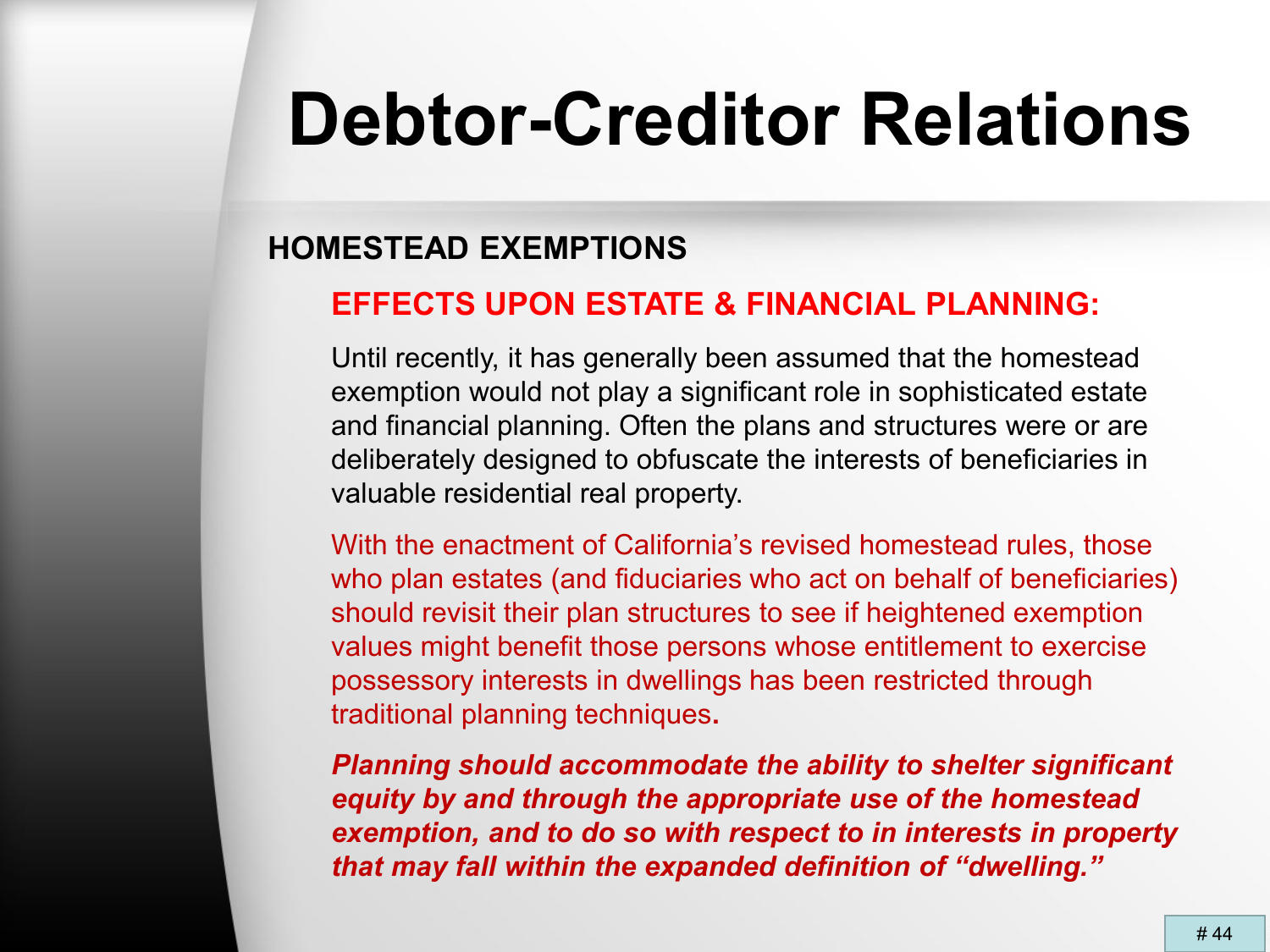# Debtor-Creditor Relations

## HOMESTEAD EXEMPTIONS

### EFFECTS UPON ESTATE & FINANCIAL PLANNING:

Until recently, it has generally been assumed that the homestead exemption would not play a significant role in sophisticated estate and financial planning. Often the plans and structures were or are deliberately designed to obfuscate the interests of beneficiaries in valuable residential real property.

With the enactment of California's revised homestead rules, those who plan estates (and fiduciaries who act on behalf of beneficiaries) should revisit their plan structures to see if heightened exemption values might benefit those persons whose entitlement to exercise possessory interests in dwellings has been restricted through traditional planning techniques.

***Planning should accommodate the ability to shelter significant equity by and through the appropriate use of the homestead exemption, and to do so with respect to in interests in property that may fall within the expanded definition of "dwelling."***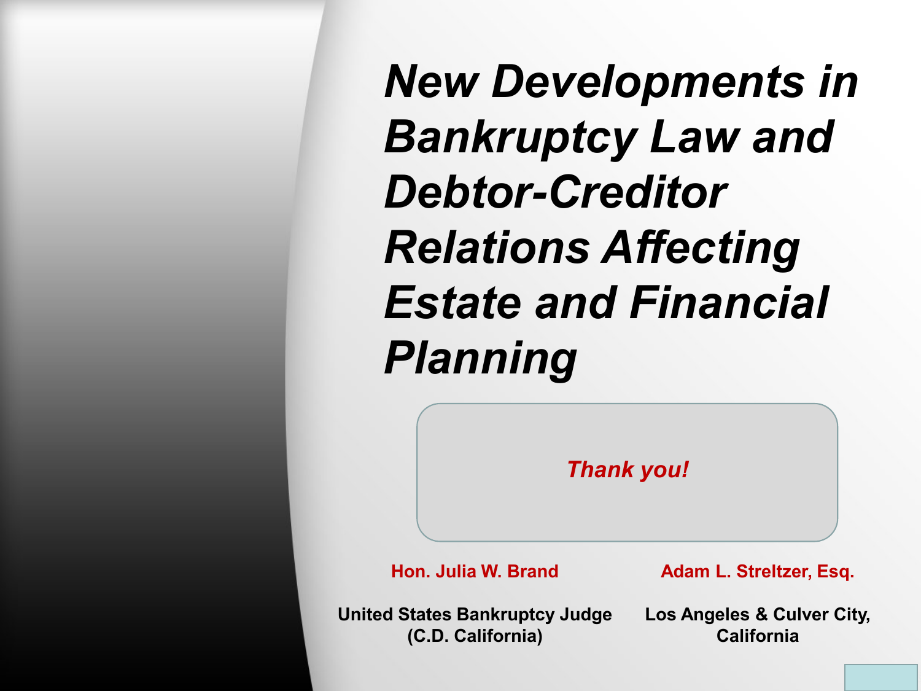# *New Developments in Bankruptcy Law and Debtor-Creditor Relations Affecting Estate and Financial Planning*

***Thank you!***

**Hon. Julia W. Brand**

**United States Bankruptcy Judge (C.D. California)**

**Adam L. Streltzer, Esq.**

**Los Angeles & Culver City, California**